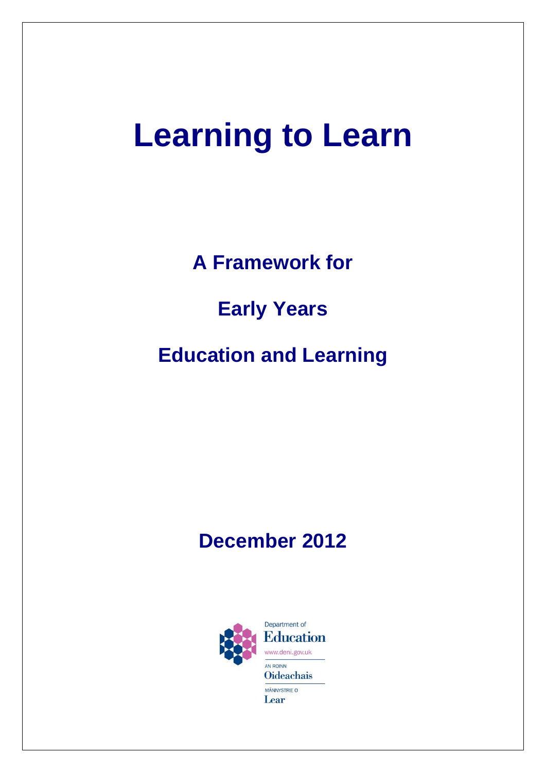# Learning to Learn

## A Framework for

## Early Years

## Education and Learning

## December 2012

Department of
Education
www.deni.gov.uk

AN ROINN
Oideachais

MÄNNYSTRIE O
Lear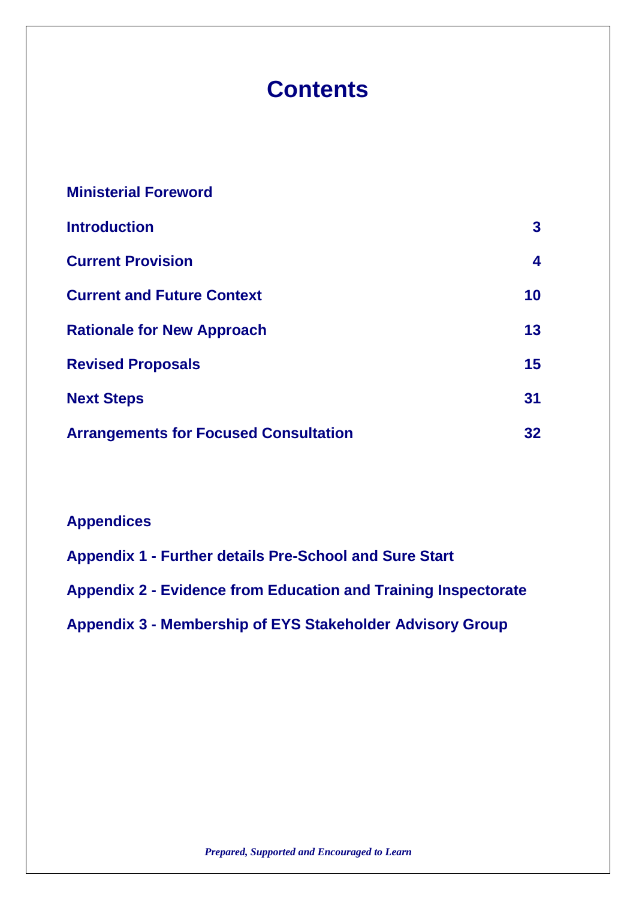# Contents

| | |
|---|---|
| **Ministerial Foreword** | |
| **Introduction** | **3** |
| **Current Provision** | **4** |
| **Current and Future Context** | **10** |
| **Rationale for New Approach** | **13** |
| **Revised Proposals** | **15** |
| **Next Steps** | **31** |
| **Arrangements for Focused Consultation** | **32** |

**Appendices**

**Appendix 1 - Further details Pre-School and Sure Start**

**Appendix 2 - Evidence from Education and Training Inspectorate**

**Appendix 3 - Membership of EYS Stakeholder Advisory Group**

*Prepared, Supported and Encouraged to Learn*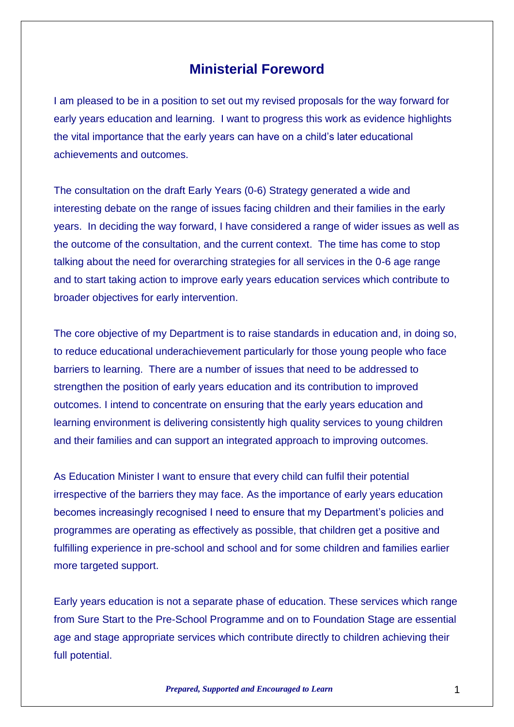# Ministerial Foreword

I am pleased to be in a position to set out my revised proposals for the way forward for early years education and learning. I want to progress this work as evidence highlights the vital importance that the early years can have on a child's later educational achievements and outcomes.

The consultation on the draft Early Years (0-6) Strategy generated a wide and interesting debate on the range of issues facing children and their families in the early years. In deciding the way forward, I have considered a range of wider issues as well as the outcome of the consultation, and the current context. The time has come to stop talking about the need for overarching strategies for all services in the 0-6 age range and to start taking action to improve early years education services which contribute to broader objectives for early intervention.

The core objective of my Department is to raise standards in education and, in doing so, to reduce educational underachievement particularly for those young people who face barriers to learning. There are a number of issues that need to be addressed to strengthen the position of early years education and its contribution to improved outcomes. I intend to concentrate on ensuring that the early years education and learning environment is delivering consistently high quality services to young children and their families and can support an integrated approach to improving outcomes.

As Education Minister I want to ensure that every child can fulfil their potential irrespective of the barriers they may face. As the importance of early years education becomes increasingly recognised I need to ensure that my Department's policies and programmes are operating as effectively as possible, that children get a positive and fulfilling experience in pre-school and school and for some children and families earlier more targeted support.

Early years education is not a separate phase of education. These services which range from Sure Start to the Pre-School Programme and on to Foundation Stage are essential age and stage appropriate services which contribute directly to children achieving their full potential.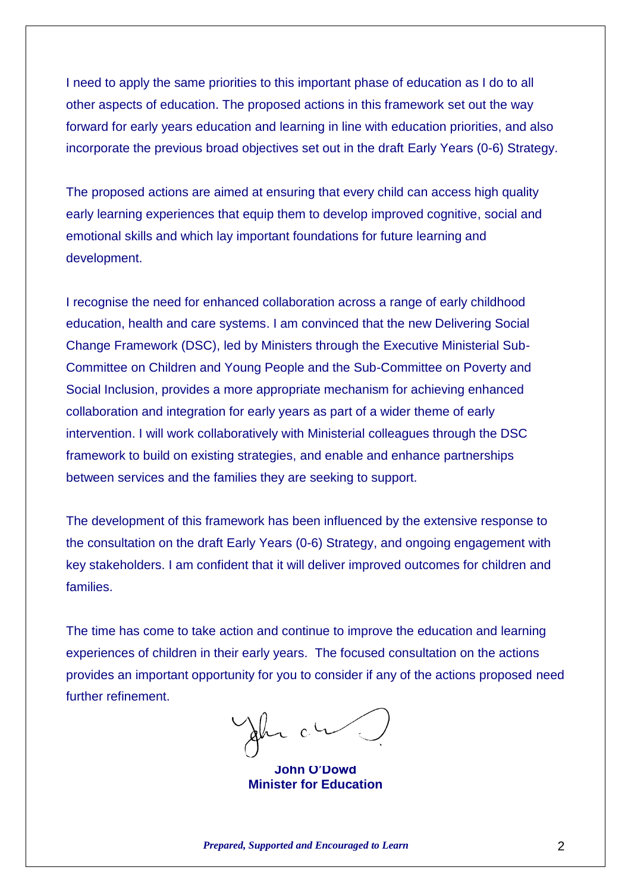I need to apply the same priorities to this important phase of education as I do to all other aspects of education. The proposed actions in this framework set out the way forward for early years education and learning in line with education priorities, and also incorporate the previous broad objectives set out in the draft Early Years (0-6) Strategy.

The proposed actions are aimed at ensuring that every child can access high quality early learning experiences that equip them to develop improved cognitive, social and emotional skills and which lay important foundations for future learning and development.

I recognise the need for enhanced collaboration across a range of early childhood education, health and care systems. I am convinced that the new Delivering Social Change Framework (DSC), led by Ministers through the Executive Ministerial Sub-Committee on Children and Young People and the Sub-Committee on Poverty and Social Inclusion, provides a more appropriate mechanism for achieving enhanced collaboration and integration for early years as part of a wider theme of early intervention. I will work collaboratively with Ministerial colleagues through the DSC framework to build on existing strategies, and enable and enhance partnerships between services and the families they are seeking to support.

The development of this framework has been influenced by the extensive response to the consultation on the draft Early Years (0-6) Strategy, and ongoing engagement with key stakeholders. I am confident that it will deliver improved outcomes for children and families.

The time has come to take action and continue to improve the education and learning experiences of children in their early years. The focused consultation on the actions provides an important opportunity for you to consider if any of the actions proposed need further refinement.

**John O'Dowd**
**Minister for Education**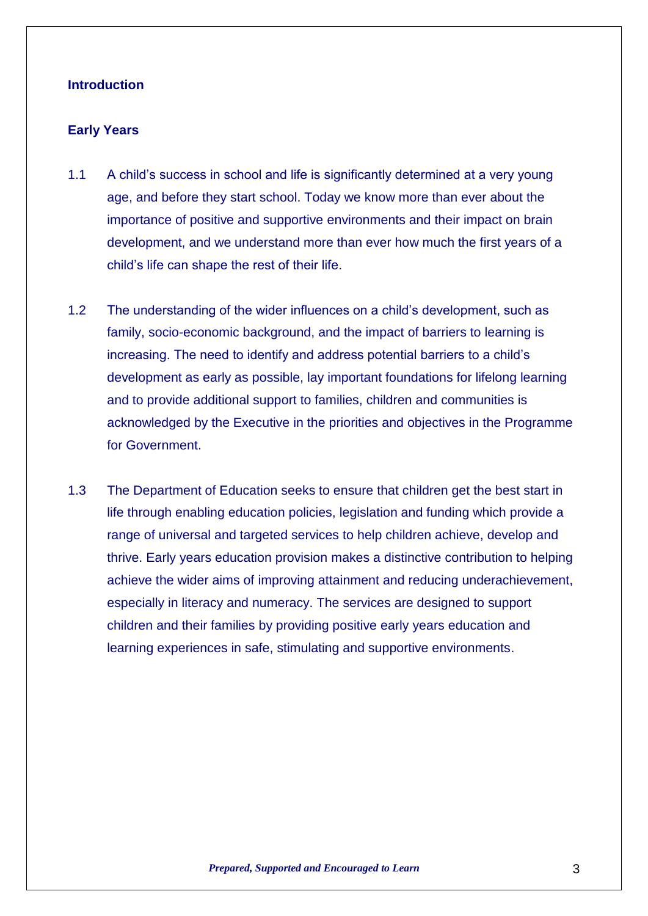## Introduction

### Early Years

1.1 A child's success in school and life is significantly determined at a very young age, and before they start school. Today we know more than ever about the importance of positive and supportive environments and their impact on brain development, and we understand more than ever how much the first years of a child's life can shape the rest of their life.

1.2 The understanding of the wider influences on a child's development, such as family, socio-economic background, and the impact of barriers to learning is increasing. The need to identify and address potential barriers to a child's development as early as possible, lay important foundations for lifelong learning and to provide additional support to families, children and communities is acknowledged by the Executive in the priorities and objectives in the Programme for Government.

1.3 The Department of Education seeks to ensure that children get the best start in life through enabling education policies, legislation and funding which provide a range of universal and targeted services to help children achieve, develop and thrive. Early years education provision makes a distinctive contribution to helping achieve the wider aims of improving attainment and reducing underachievement, especially in literacy and numeracy. The services are designed to support children and their families by providing positive early years education and learning experiences in safe, stimulating and supportive environments.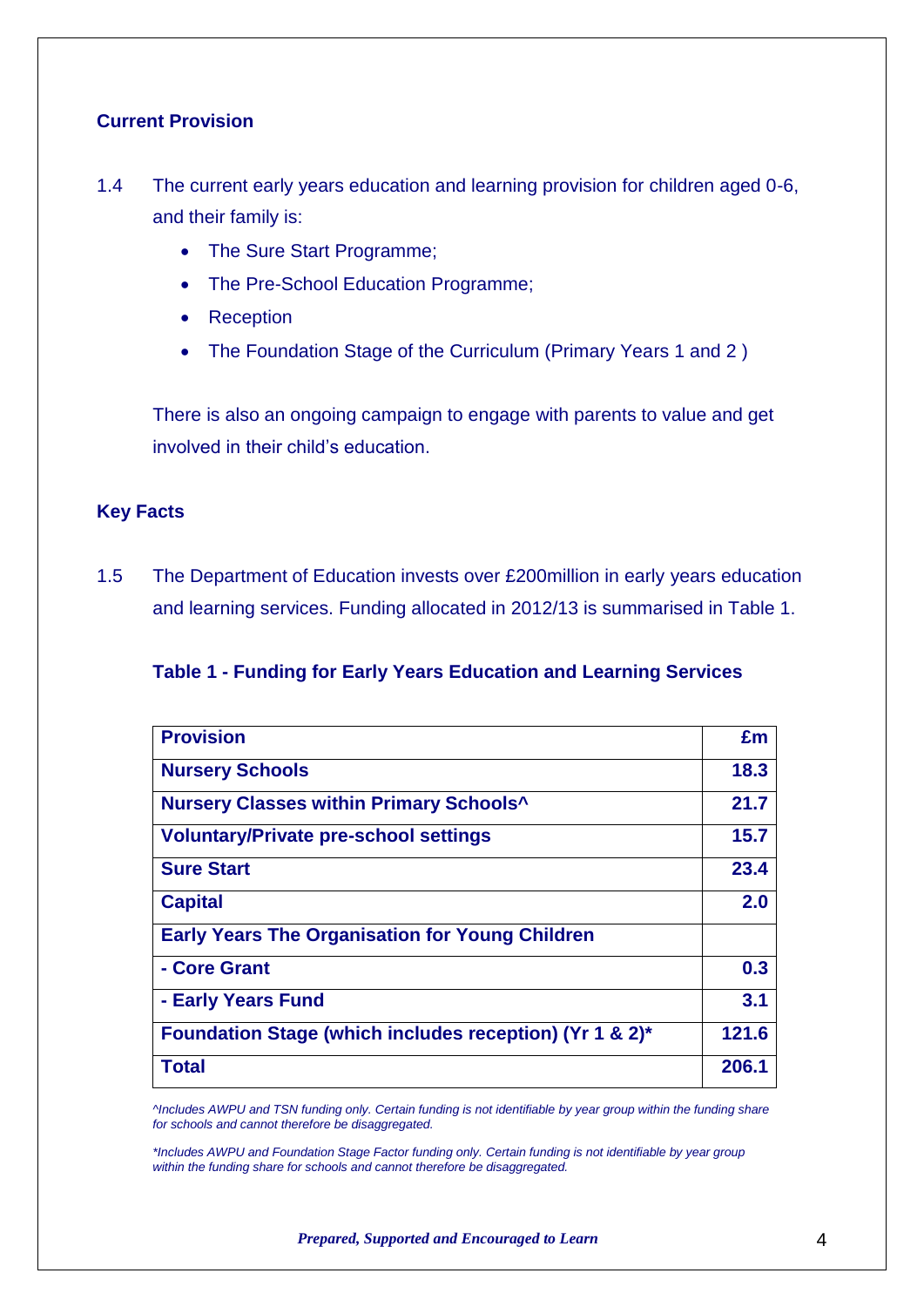## Current Provision

1.4 The current early years education and learning provision for children aged 0-6, and their family is:

- The Sure Start Programme;
- The Pre-School Education Programme;
- Reception
- The Foundation Stage of the Curriculum (Primary Years 1 and 2 )

There is also an ongoing campaign to engage with parents to value and get involved in their child's education.

## Key Facts

1.5 The Department of Education invests over £200million in early years education and learning services. Funding allocated in 2012/13 is summarised in Table 1.

**Table 1 - Funding for Early Years Education and Learning Services**

| Provision | £m |
|---|---|
| Nursery Schools | 18.3 |
| Nursery Classes within Primary Schools^ | 21.7 |
| Voluntary/Private pre-school settings | 15.7 |
| Sure Start | 23.4 |
| Capital | 2.0 |
| Early Years The Organisation for Young Children | |
| - Core Grant | 0.3 |
| - Early Years Fund | 3.1 |
| Foundation Stage (which includes reception) (Yr 1 & 2)* | 121.6 |
| Total | 206.1 |

*^Includes AWPU and TSN funding only. Certain funding is not identifiable by year group within the funding share for schools and cannot therefore be disaggregated.*

*\*Includes AWPU and Foundation Stage Factor funding only. Certain funding is not identifiable by year group within the funding share for schools and cannot therefore be disaggregated.*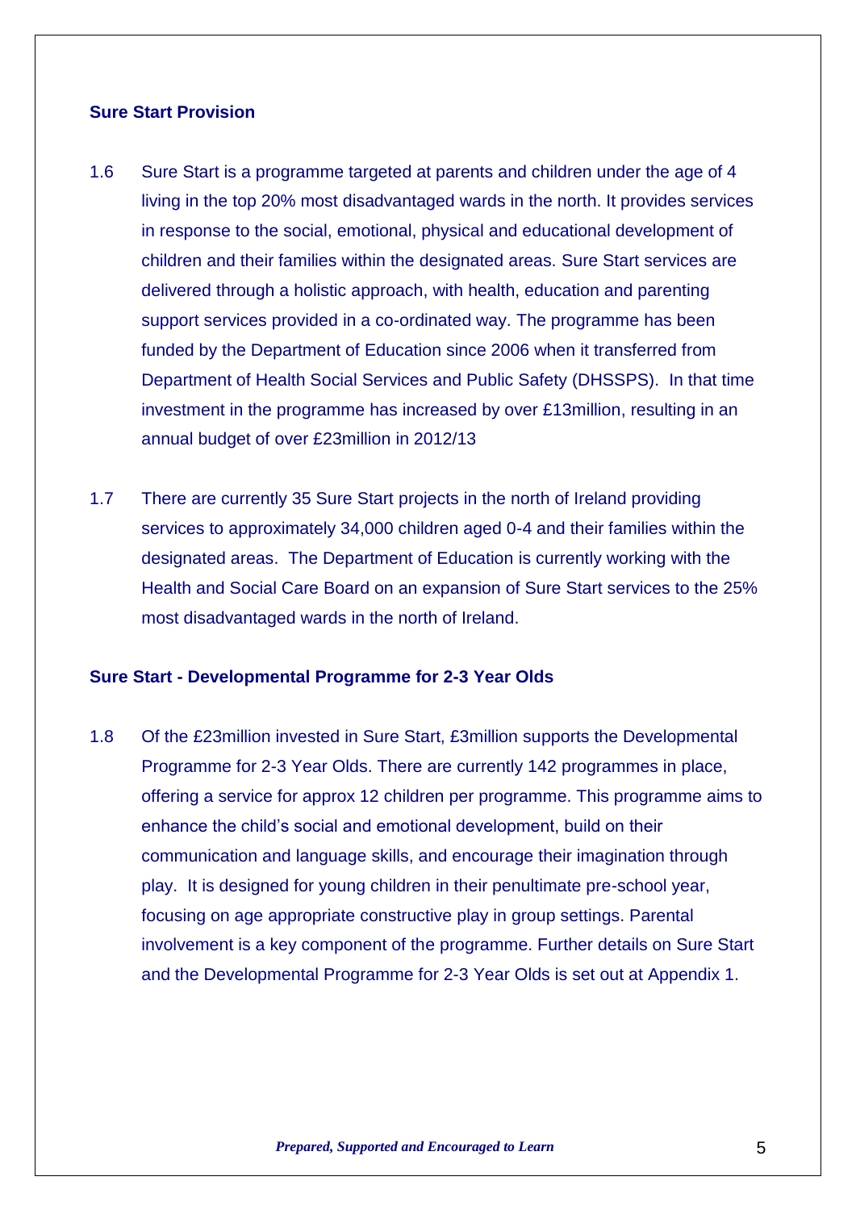### Sure Start Provision

1.6 Sure Start is a programme targeted at parents and children under the age of 4 living in the top 20% most disadvantaged wards in the north. It provides services in response to the social, emotional, physical and educational development of children and their families within the designated areas. Sure Start services are delivered through a holistic approach, with health, education and parenting support services provided in a co-ordinated way. The programme has been funded by the Department of Education since 2006 when it transferred from Department of Health Social Services and Public Safety (DHSSPS). In that time investment in the programme has increased by over £13million, resulting in an annual budget of over £23million in 2012/13

1.7 There are currently 35 Sure Start projects in the north of Ireland providing services to approximately 34,000 children aged 0-4 and their families within the designated areas. The Department of Education is currently working with the Health and Social Care Board on an expansion of Sure Start services to the 25% most disadvantaged wards in the north of Ireland.

### Sure Start - Developmental Programme for 2-3 Year Olds

1.8 Of the £23million invested in Sure Start, £3million supports the Developmental Programme for 2-3 Year Olds. There are currently 142 programmes in place, offering a service for approx 12 children per programme. This programme aims to enhance the child's social and emotional development, build on their communication and language skills, and encourage their imagination through play. It is designed for young children in their penultimate pre-school year, focusing on age appropriate constructive play in group settings. Parental involvement is a key component of the programme. Further details on Sure Start and the Developmental Programme for 2-3 Year Olds is set out at Appendix 1.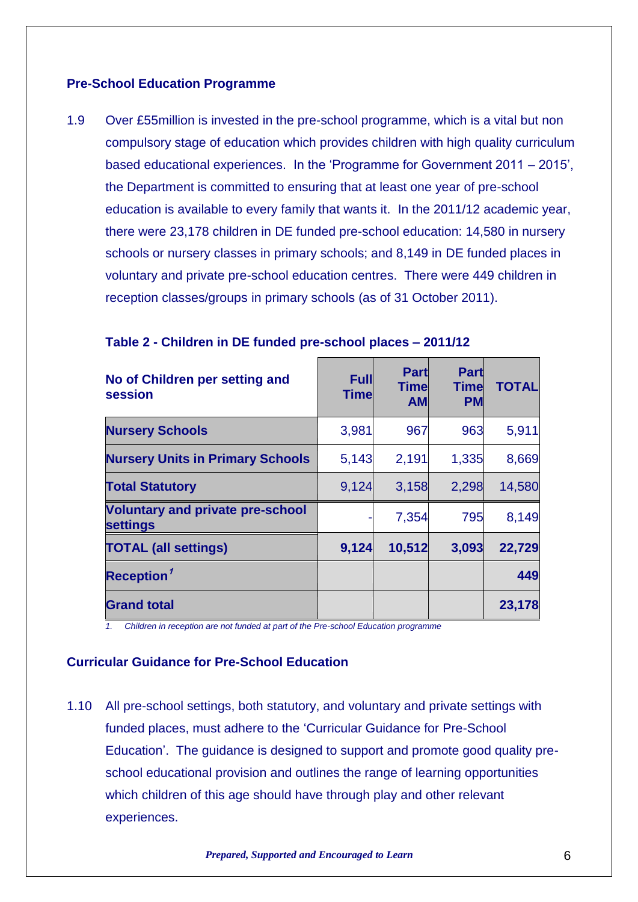### Pre-School Education Programme

1.9 Over £55million is invested in the pre-school programme, which is a vital but non compulsory stage of education which provides children with high quality curriculum based educational experiences. In the 'Programme for Government 2011 – 2015', the Department is committed to ensuring that at least one year of pre-school education is available to every family that wants it. In the 2011/12 academic year, there were 23,178 children in DE funded pre-school education: 14,580 in nursery schools or nursery classes in primary schools; and 8,149 in DE funded places in voluntary and private pre-school education centres. There were 449 children in reception classes/groups in primary schools (as of 31 October 2011).

**Table 2 - Children in DE funded pre-school places – 2011/12**

| No of Children per setting and session | Full Time | Part Time AM | Part Time PM | TOTAL |
|---|---|---|---|---|
| **Nursery Schools** | 3,981 | 967 | 963 | 5,911 |
| **Nursery Units in Primary Schools** | 5,143 | 2,191 | 1,335 | 8,669 |
| **Total Statutory** | 9,124 | 3,158 | 2,298 | 14,580 |
| **Voluntary and private pre-school settings** | - | 7,354 | 795 | 8,149 |
| **TOTAL (all settings)** | **9,124** | **10,512** | **3,093** | **22,729** |
| **Reception[1]** | | | | **449** |
| **Grand total** | | | | **23,178** |

*1. Children in reception are not funded at part of the Pre-school Education programme*

### Curricular Guidance for Pre-School Education

1.10 All pre-school settings, both statutory, and voluntary and private settings with funded places, must adhere to the 'Curricular Guidance for Pre-School Education'. The guidance is designed to support and promote good quality pre-school educational provision and outlines the range of learning opportunities which children of this age should have through play and other relevant experiences.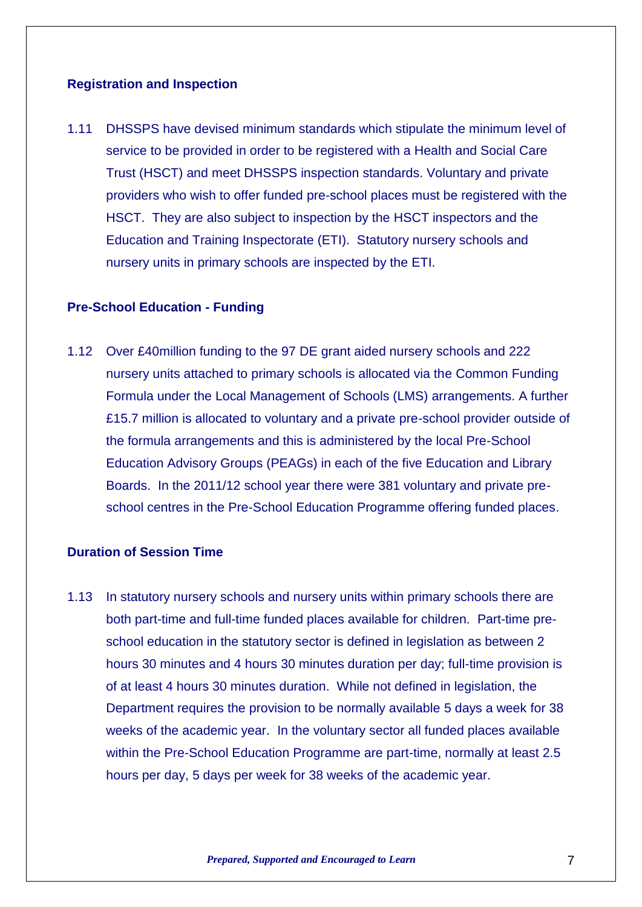## Registration and Inspection

1.11 DHSSPS have devised minimum standards which stipulate the minimum level of service to be provided in order to be registered with a Health and Social Care Trust (HSCT) and meet DHSSPS inspection standards. Voluntary and private providers who wish to offer funded pre-school places must be registered with the HSCT. They are also subject to inspection by the HSCT inspectors and the Education and Training Inspectorate (ETI). Statutory nursery schools and nursery units in primary schools are inspected by the ETI.

## Pre-School Education - Funding

1.12 Over £40million funding to the 97 DE grant aided nursery schools and 222 nursery units attached to primary schools is allocated via the Common Funding Formula under the Local Management of Schools (LMS) arrangements. A further £15.7 million is allocated to voluntary and a private pre-school provider outside of the formula arrangements and this is administered by the local Pre-School Education Advisory Groups (PEAGs) in each of the five Education and Library Boards. In the 2011/12 school year there were 381 voluntary and private pre-school centres in the Pre-School Education Programme offering funded places.

## Duration of Session Time

1.13 In statutory nursery schools and nursery units within primary schools there are both part-time and full-time funded places available for children. Part-time pre-school education in the statutory sector is defined in legislation as between 2 hours 30 minutes and 4 hours 30 minutes duration per day; full-time provision is of at least 4 hours 30 minutes duration. While not defined in legislation, the Department requires the provision to be normally available 5 days a week for 38 weeks of the academic year. In the voluntary sector all funded places available within the Pre-School Education Programme are part-time, normally at least 2.5 hours per day, 5 days per week for 38 weeks of the academic year.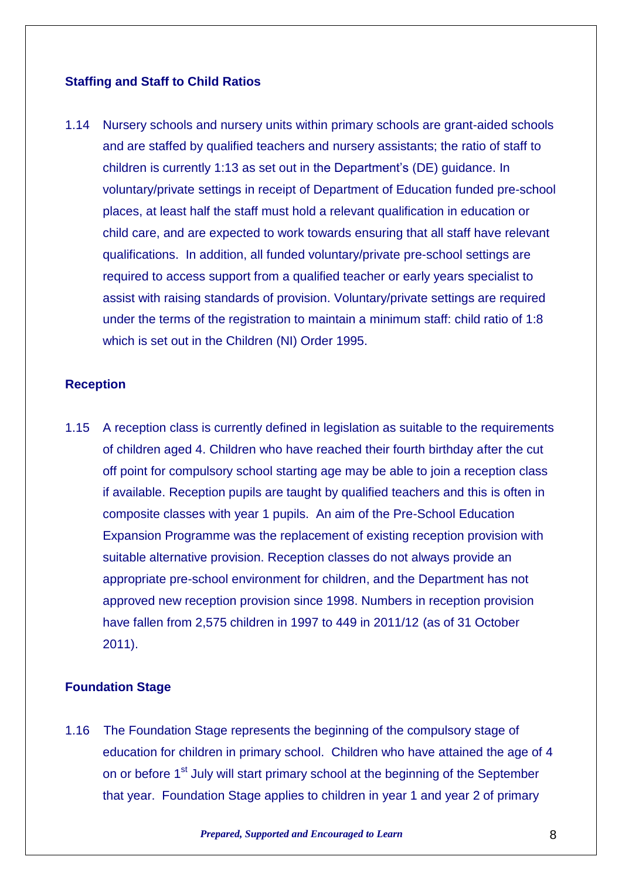### Staffing and Staff to Child Ratios

1.14 Nursery schools and nursery units within primary schools are grant-aided schools and are staffed by qualified teachers and nursery assistants; the ratio of staff to children is currently 1:13 as set out in the Department's (DE) guidance. In voluntary/private settings in receipt of Department of Education funded pre-school places, at least half the staff must hold a relevant qualification in education or child care, and are expected to work towards ensuring that all staff have relevant qualifications. In addition, all funded voluntary/private pre-school settings are required to access support from a qualified teacher or early years specialist to assist with raising standards of provision. Voluntary/private settings are required under the terms of the registration to maintain a minimum staff: child ratio of 1:8 which is set out in the Children (NI) Order 1995.

### Reception

1.15 A reception class is currently defined in legislation as suitable to the requirements of children aged 4. Children who have reached their fourth birthday after the cut off point for compulsory school starting age may be able to join a reception class if available. Reception pupils are taught by qualified teachers and this is often in composite classes with year 1 pupils. An aim of the Pre-School Education Expansion Programme was the replacement of existing reception provision with suitable alternative provision. Reception classes do not always provide an appropriate pre-school environment for children, and the Department has not approved new reception provision since 1998. Numbers in reception provision have fallen from 2,575 children in 1997 to 449 in 2011/12 (as of 31 October 2011).

### Foundation Stage

1.16 The Foundation Stage represents the beginning of the compulsory stage of education for children in primary school. Children who have attained the age of 4 on or before 1st July will start primary school at the beginning of the September that year. Foundation Stage applies to children in year 1 and year 2 of primary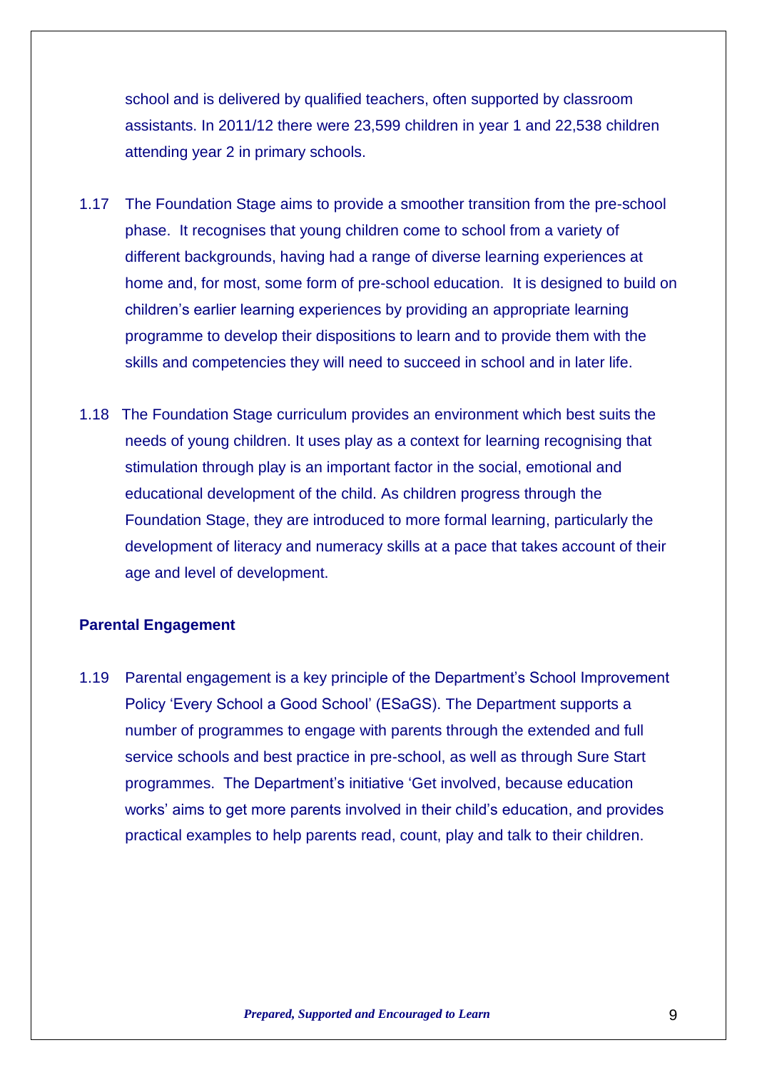school and is delivered by qualified teachers, often supported by classroom assistants. In 2011/12 there were 23,599 children in year 1 and 22,538 children attending year 2 in primary schools.

1.17 The Foundation Stage aims to provide a smoother transition from the pre-school phase. It recognises that young children come to school from a variety of different backgrounds, having had a range of diverse learning experiences at home and, for most, some form of pre-school education. It is designed to build on children's earlier learning experiences by providing an appropriate learning programme to develop their dispositions to learn and to provide them with the skills and competencies they will need to succeed in school and in later life.

1.18 The Foundation Stage curriculum provides an environment which best suits the needs of young children. It uses play as a context for learning recognising that stimulation through play is an important factor in the social, emotional and educational development of the child. As children progress through the Foundation Stage, they are introduced to more formal learning, particularly the development of literacy and numeracy skills at a pace that takes account of their age and level of development.

**Parental Engagement**

1.19 Parental engagement is a key principle of the Department's School Improvement Policy 'Every School a Good School' (ESaGS). The Department supports a number of programmes to engage with parents through the extended and full service schools and best practice in pre-school, as well as through Sure Start programmes. The Department's initiative 'Get involved, because education works' aims to get more parents involved in their child's education, and provides practical examples to help parents read, count, play and talk to their children.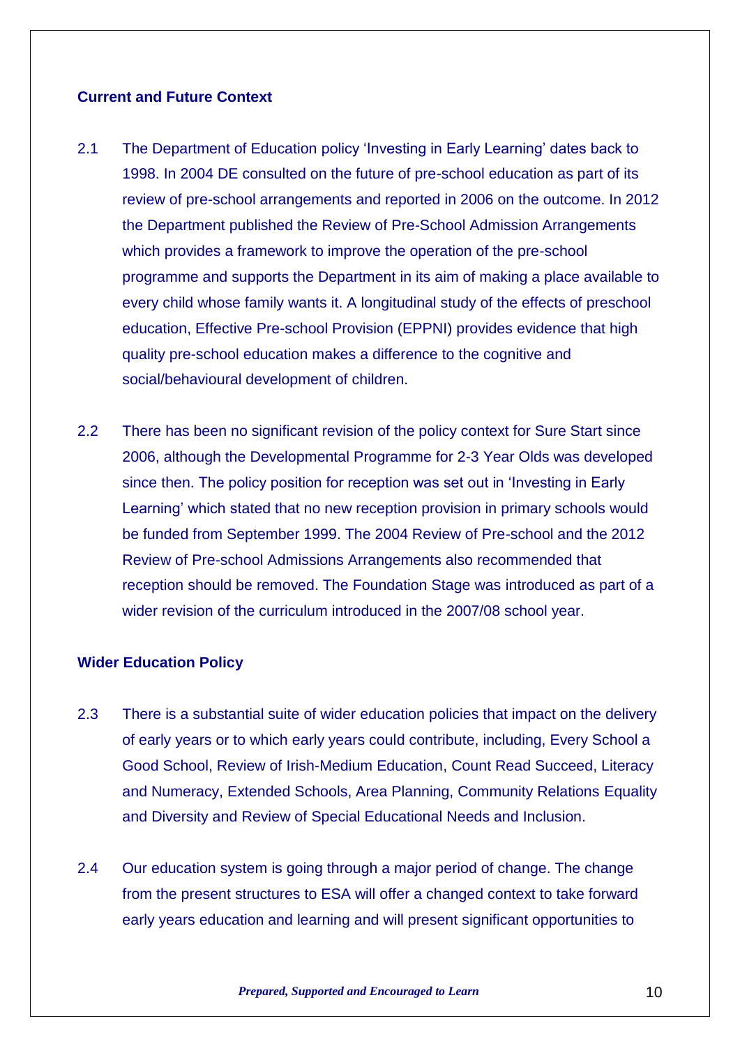## Current and Future Context

2.1 The Department of Education policy 'Investing in Early Learning' dates back to 1998. In 2004 DE consulted on the future of pre-school education as part of its review of pre-school arrangements and reported in 2006 on the outcome. In 2012 the Department published the Review of Pre-School Admission Arrangements which provides a framework to improve the operation of the pre-school programme and supports the Department in its aim of making a place available to every child whose family wants it. A longitudinal study of the effects of preschool education, Effective Pre-school Provision (EPPNI) provides evidence that high quality pre-school education makes a difference to the cognitive and social/behavioural development of children.

2.2 There has been no significant revision of the policy context for Sure Start since 2006, although the Developmental Programme for 2-3 Year Olds was developed since then. The policy position for reception was set out in 'Investing in Early Learning' which stated that no new reception provision in primary schools would be funded from September 1999. The 2004 Review of Pre-school and the 2012 Review of Pre-school Admissions Arrangements also recommended that reception should be removed. The Foundation Stage was introduced as part of a wider revision of the curriculum introduced in the 2007/08 school year.

## Wider Education Policy

2.3 There is a substantial suite of wider education policies that impact on the delivery of early years or to which early years could contribute, including, Every School a Good School, Review of Irish-Medium Education, Count Read Succeed, Literacy and Numeracy, Extended Schools, Area Planning, Community Relations Equality and Diversity and Review of Special Educational Needs and Inclusion.

2.4 Our education system is going through a major period of change. The change from the present structures to ESA will offer a changed context to take forward early years education and learning and will present significant opportunities to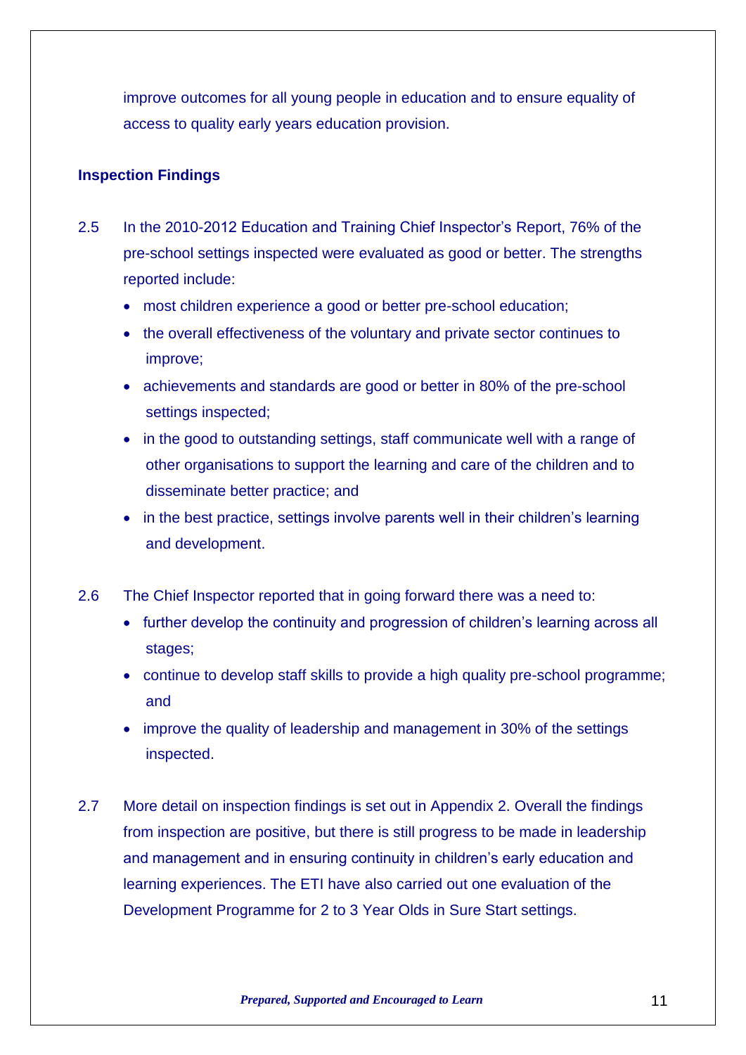improve outcomes for all young people in education and to ensure equality of access to quality early years education provision.

**Inspection Findings**

2.5 In the 2010-2012 Education and Training Chief Inspector's Report, 76% of the pre-school settings inspected were evaluated as good or better. The strengths reported include:

- most children experience a good or better pre-school education;
- the overall effectiveness of the voluntary and private sector continues to improve;
- achievements and standards are good or better in 80% of the pre-school settings inspected;
- in the good to outstanding settings, staff communicate well with a range of other organisations to support the learning and care of the children and to disseminate better practice; and
- in the best practice, settings involve parents well in their children's learning and development.

2.6 The Chief Inspector reported that in going forward there was a need to:

- further develop the continuity and progression of children's learning across all stages;
- continue to develop staff skills to provide a high quality pre-school programme; and
- improve the quality of leadership and management in 30% of the settings inspected.

2.7 More detail on inspection findings is set out in Appendix 2. Overall the findings from inspection are positive, but there is still progress to be made in leadership and management and in ensuring continuity in children's early education and learning experiences. The ETI have also carried out one evaluation of the Development Programme for 2 to 3 Year Olds in Sure Start settings.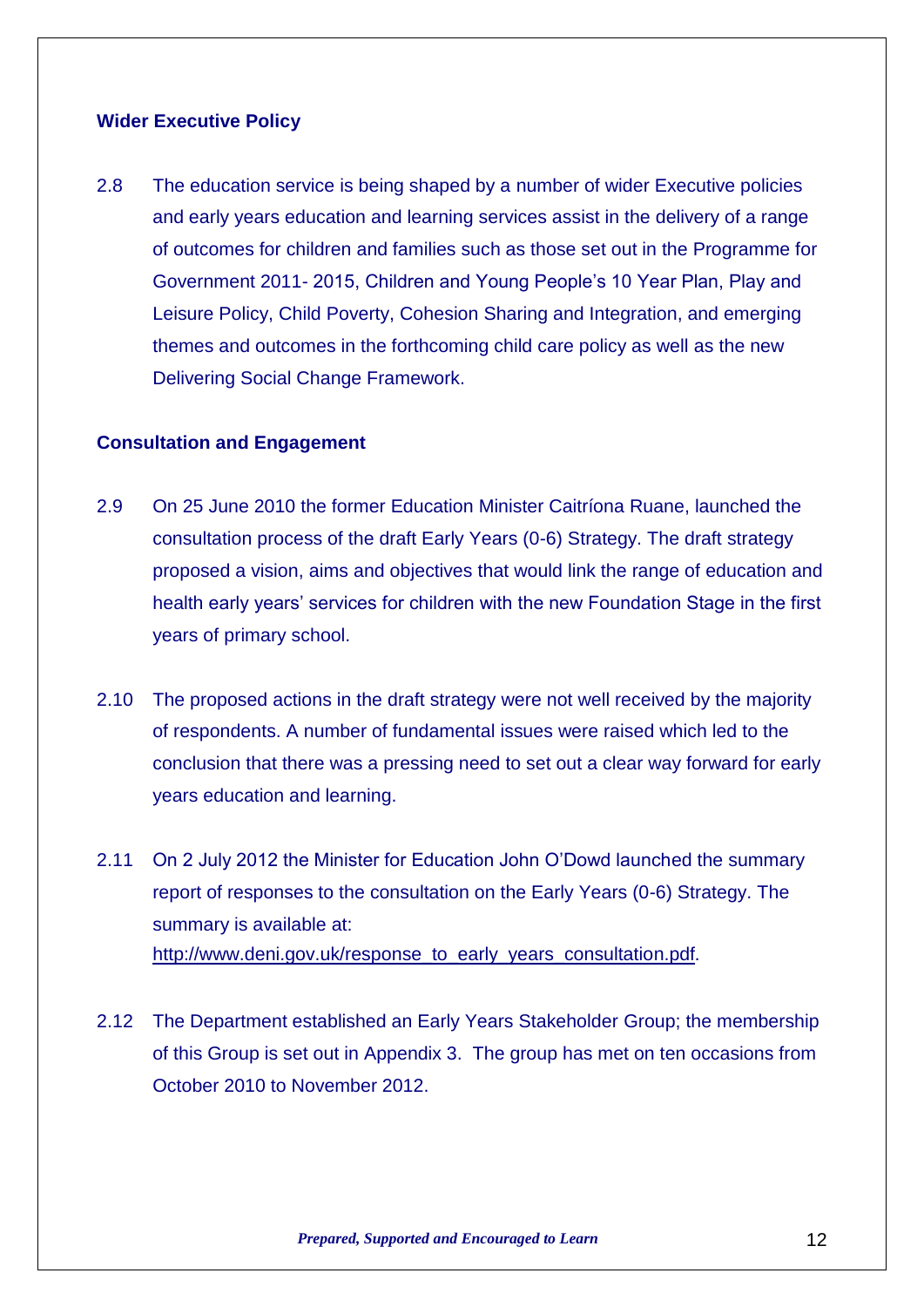### Wider Executive Policy

2.8 The education service is being shaped by a number of wider Executive policies and early years education and learning services assist in the delivery of a range of outcomes for children and families such as those set out in the Programme for Government 2011- 2015, Children and Young People's 10 Year Plan, Play and Leisure Policy, Child Poverty, Cohesion Sharing and Integration, and emerging themes and outcomes in the forthcoming child care policy as well as the new Delivering Social Change Framework.

### Consultation and Engagement

2.9 On 25 June 2010 the former Education Minister Caitríona Ruane, launched the consultation process of the draft Early Years (0-6) Strategy. The draft strategy proposed a vision, aims and objectives that would link the range of education and health early years' services for children with the new Foundation Stage in the first years of primary school.

2.10 The proposed actions in the draft strategy were not well received by the majority of respondents. A number of fundamental issues were raised which led to the conclusion that there was a pressing need to set out a clear way forward for early years education and learning.

2.11 On 2 July 2012 the Minister for Education John O'Dowd launched the summary report of responses to the consultation on the Early Years (0-6) Strategy. The summary is available at: http://www.deni.gov.uk/response_to_early_years_consultation.pdf.

2.12 The Department established an Early Years Stakeholder Group; the membership of this Group is set out in Appendix 3. The group has met on ten occasions from October 2010 to November 2012.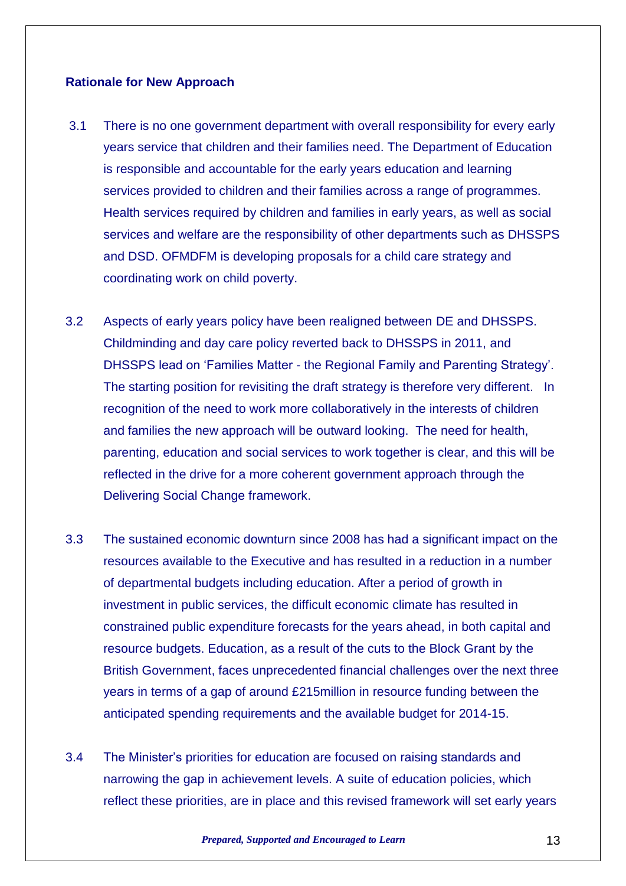## Rationale for New Approach

3.1 There is no one government department with overall responsibility for every early years service that children and their families need. The Department of Education is responsible and accountable for the early years education and learning services provided to children and their families across a range of programmes. Health services required by children and families in early years, as well as social services and welfare are the responsibility of other departments such as DHSSPS and DSD. OFMDFM is developing proposals for a child care strategy and coordinating work on child poverty.

3.2 Aspects of early years policy have been realigned between DE and DHSSPS. Childminding and day care policy reverted back to DHSSPS in 2011, and DHSSPS lead on 'Families Matter - the Regional Family and Parenting Strategy'. The starting position for revisiting the draft strategy is therefore very different. In recognition of the need to work more collaboratively in the interests of children and families the new approach will be outward looking. The need for health, parenting, education and social services to work together is clear, and this will be reflected in the drive for a more coherent government approach through the Delivering Social Change framework.

3.3 The sustained economic downturn since 2008 has had a significant impact on the resources available to the Executive and has resulted in a reduction in a number of departmental budgets including education. After a period of growth in investment in public services, the difficult economic climate has resulted in constrained public expenditure forecasts for the years ahead, in both capital and resource budgets. Education, as a result of the cuts to the Block Grant by the British Government, faces unprecedented financial challenges over the next three years in terms of a gap of around £215million in resource funding between the anticipated spending requirements and the available budget for 2014-15.

3.4 The Minister's priorities for education are focused on raising standards and narrowing the gap in achievement levels. A suite of education policies, which reflect these priorities, are in place and this revised framework will set early years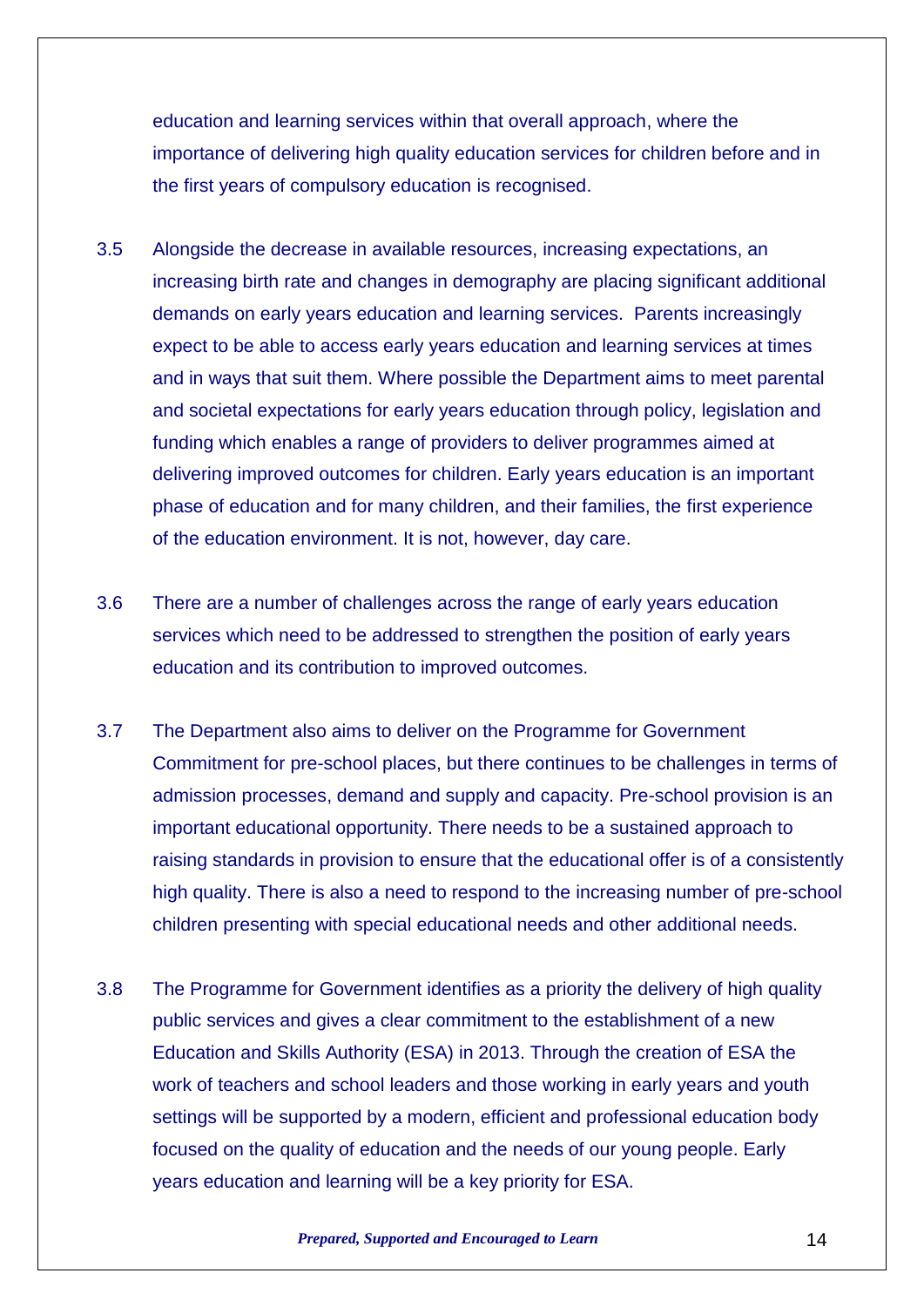education and learning services within that overall approach, where the importance of delivering high quality education services for children before and in the first years of compulsory education is recognised.

3.5 Alongside the decrease in available resources, increasing expectations, an increasing birth rate and changes in demography are placing significant additional demands on early years education and learning services. Parents increasingly expect to be able to access early years education and learning services at times and in ways that suit them. Where possible the Department aims to meet parental and societal expectations for early years education through policy, legislation and funding which enables a range of providers to deliver programmes aimed at delivering improved outcomes for children. Early years education is an important phase of education and for many children, and their families, the first experience of the education environment. It is not, however, day care.

3.6 There are a number of challenges across the range of early years education services which need to be addressed to strengthen the position of early years education and its contribution to improved outcomes.

3.7 The Department also aims to deliver on the Programme for Government Commitment for pre-school places, but there continues to be challenges in terms of admission processes, demand and supply and capacity. Pre-school provision is an important educational opportunity. There needs to be a sustained approach to raising standards in provision to ensure that the educational offer is of a consistently high quality. There is also a need to respond to the increasing number of pre-school children presenting with special educational needs and other additional needs.

3.8 The Programme for Government identifies as a priority the delivery of high quality public services and gives a clear commitment to the establishment of a new Education and Skills Authority (ESA) in 2013. Through the creation of ESA the work of teachers and school leaders and those working in early years and youth settings will be supported by a modern, efficient and professional education body focused on the quality of education and the needs of our young people. Early years education and learning will be a key priority for ESA.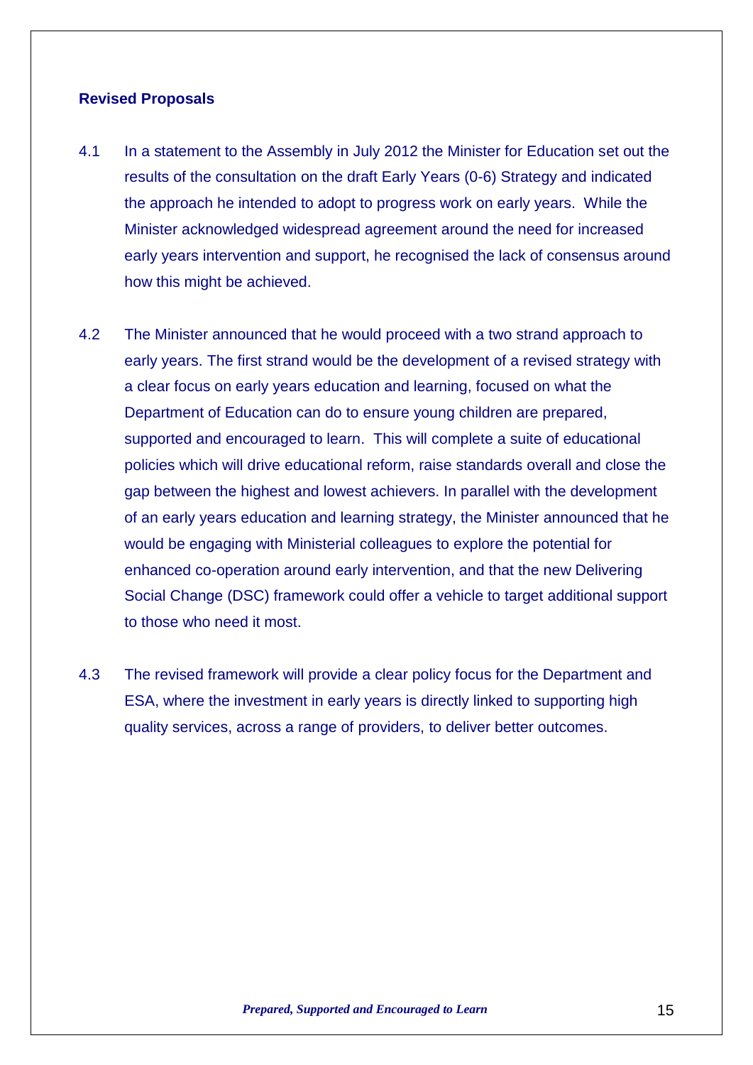## Revised Proposals

4.1 In a statement to the Assembly in July 2012 the Minister for Education set out the results of the consultation on the draft Early Years (0-6) Strategy and indicated the approach he intended to adopt to progress work on early years. While the Minister acknowledged widespread agreement around the need for increased early years intervention and support, he recognised the lack of consensus around how this might be achieved.

4.2 The Minister announced that he would proceed with a two strand approach to early years. The first strand would be the development of a revised strategy with a clear focus on early years education and learning, focused on what the Department of Education can do to ensure young children are prepared, supported and encouraged to learn. This will complete a suite of educational policies which will drive educational reform, raise standards overall and close the gap between the highest and lowest achievers. In parallel with the development of an early years education and learning strategy, the Minister announced that he would be engaging with Ministerial colleagues to explore the potential for enhanced co-operation around early intervention, and that the new Delivering Social Change (DSC) framework could offer a vehicle to target additional support to those who need it most.

4.3 The revised framework will provide a clear policy focus for the Department and ESA, where the investment in early years is directly linked to supporting high quality services, across a range of providers, to deliver better outcomes.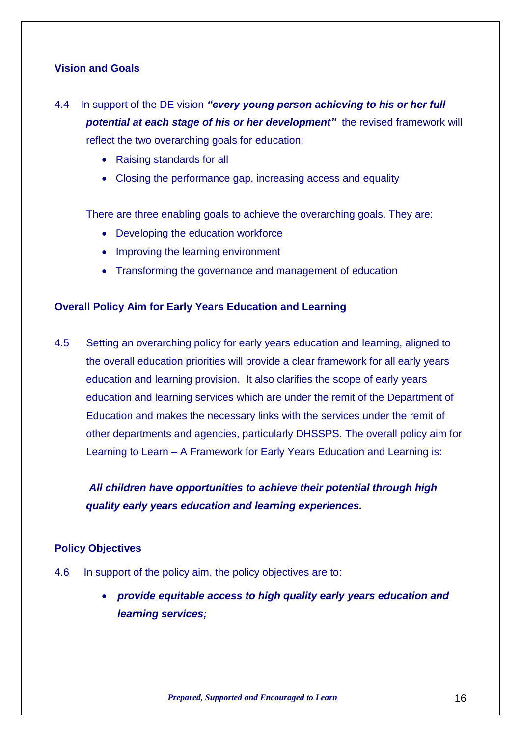## Vision and Goals

4.4 In support of the DE vision ***"every young person achieving to his or her full potential at each stage of his or her development"*** the revised framework will reflect the two overarching goals for education:

- Raising standards for all
- Closing the performance gap, increasing access and equality

There are three enabling goals to achieve the overarching goals. They are:

- Developing the education workforce
- Improving the learning environment
- Transforming the governance and management of education

## Overall Policy Aim for Early Years Education and Learning

4.5 Setting an overarching policy for early years education and learning, aligned to the overall education priorities will provide a clear framework for all early years education and learning provision. It also clarifies the scope of early years education and learning services which are under the remit of the Department of Education and makes the necessary links with the services under the remit of other departments and agencies, particularly DHSSPS. The overall policy aim for Learning to Learn – A Framework for Early Years Education and Learning is:

***All children have opportunities to achieve their potential through high quality early years education and learning experiences.***

## Policy Objectives

4.6 In support of the policy aim, the policy objectives are to:

- ***provide equitable access to high quality early years education and learning services;***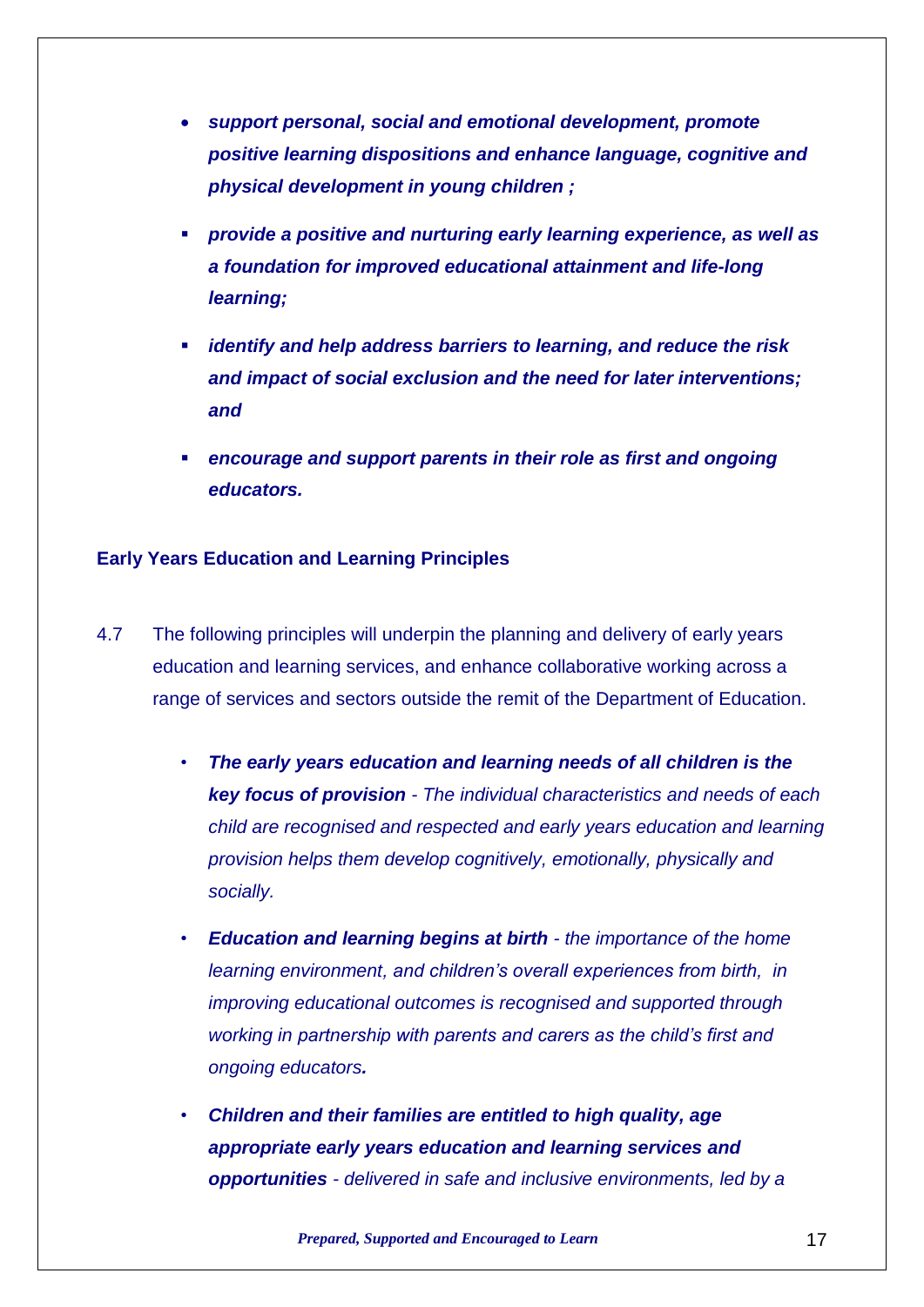- ***support personal, social and emotional development, promote positive learning dispositions and enhance language, cognitive and physical development in young children ;***
- ***provide a positive and nurturing early learning experience, as well as a foundation for improved educational attainment and life-long learning;***
- ***identify and help address barriers to learning, and reduce the risk and impact of social exclusion and the need for later interventions; and***
- ***encourage and support parents in their role as first and ongoing educators.***

**Early Years Education and Learning Principles**

4.7 The following principles will underpin the planning and delivery of early years education and learning services, and enhance collaborative working across a range of services and sectors outside the remit of the Department of Education.

- ***The early years education and learning needs of all children is the key focus of provision*** *- The individual characteristics and needs of each child are recognised and respected and early years education and learning provision helps them develop cognitively, emotionally, physically and socially.*
- ***Education and learning begins at birth*** *- the importance of the home learning environment, and children's overall experiences from birth, in improving educational outcomes is recognised and supported through working in partnership with parents and carers as the child's first and ongoing educators.*
- ***Children and their families are entitled to high quality, age appropriate early years education and learning services and opportunities*** *- delivered in safe and inclusive environments, led by a*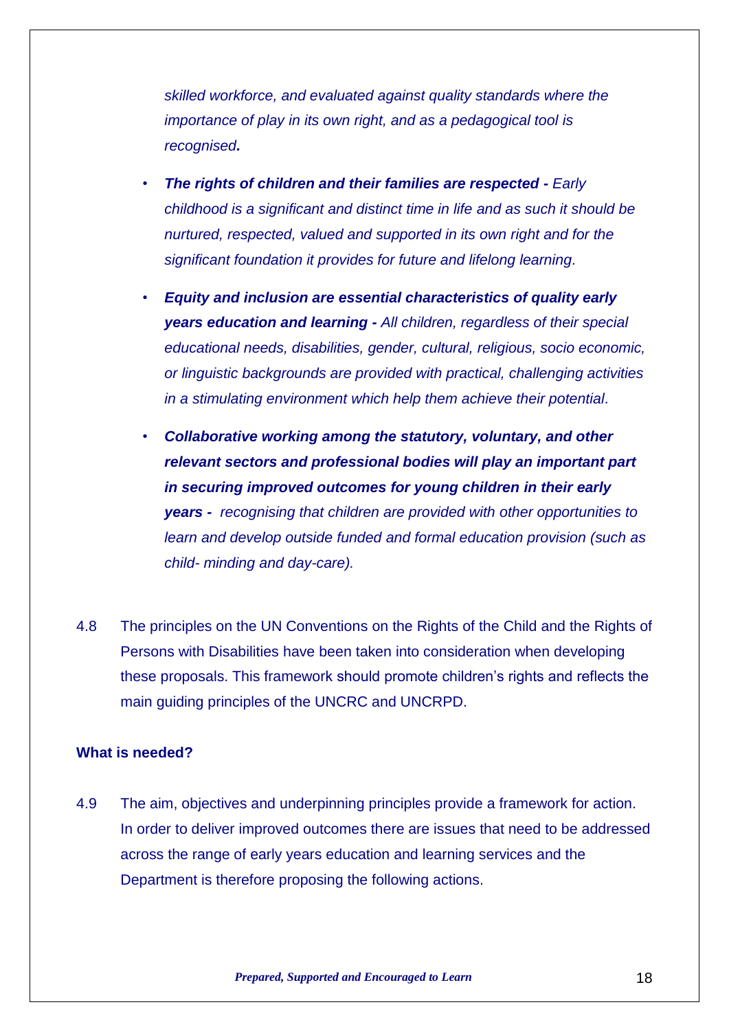*skilled workforce, and evaluated against quality standards where the importance of play in its own right, and as a pedagogical tool is recognised**.***

- ***The rights of children and their families are respected -** Early childhood is a significant and distinct time in life and as such it should be nurtured, respected, valued and supported in its own right and for the significant foundation it provides for future and lifelong learning.*
- ***Equity and inclusion are essential characteristics of quality early years education and learning -** All children, regardless of their special educational needs, disabilities, gender, cultural, religious, socio economic, or linguistic backgrounds are provided with practical, challenging activities in a stimulating environment which help them achieve their potential.*
- ***Collaborative working among the statutory, voluntary, and other relevant sectors and professional bodies will play an important part in securing improved outcomes for young children in their early years -** recognising that children are provided with other opportunities to learn and develop outside funded and formal education provision (such as child- minding and day-care).*

4.8 The principles on the UN Conventions on the Rights of the Child and the Rights of Persons with Disabilities have been taken into consideration when developing these proposals. This framework should promote children's rights and reflects the main guiding principles of the UNCRC and UNCRPD.

**What is needed?**

4.9 The aim, objectives and underpinning principles provide a framework for action. In order to deliver improved outcomes there are issues that need to be addressed across the range of early years education and learning services and the Department is therefore proposing the following actions.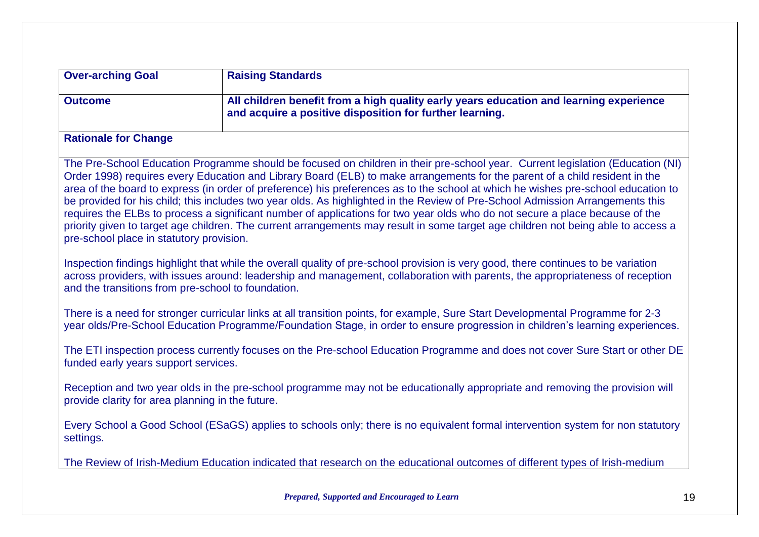| **Over-arching Goal** | **Raising Standards** |
|---|---|
| **Outcome** | **All children benefit from a high quality early years education and learning experience and acquire a positive disposition for further learning.** |

**Rationale for Change**

The Pre-School Education Programme should be focused on children in their pre-school year. Current legislation (Education (NI) Order 1998) requires every Education and Library Board (ELB) to make arrangements for the parent of a child resident in the area of the board to express (in order of preference) his preferences as to the school at which he wishes pre-school education to be provided for his child; this includes two year olds. As highlighted in the Review of Pre-School Admission Arrangements this requires the ELBs to process a significant number of applications for two year olds who do not secure a place because of the priority given to target age children. The current arrangements may result in some target age children not being able to access a pre-school place in statutory provision.

Inspection findings highlight that while the overall quality of pre-school provision is very good, there continues to be variation across providers, with issues around: leadership and management, collaboration with parents, the appropriateness of reception and the transitions from pre-school to foundation.

There is a need for stronger curricular links at all transition points, for example, Sure Start Developmental Programme for 2-3 year olds/Pre-School Education Programme/Foundation Stage, in order to ensure progression in children's learning experiences.

The ETI inspection process currently focuses on the Pre-school Education Programme and does not cover Sure Start or other DE funded early years support services.

Reception and two year olds in the pre-school programme may not be educationally appropriate and removing the provision will provide clarity for area planning in the future.

Every School a Good School (ESaGS) applies to schools only; there is no equivalent formal intervention system for non statutory settings.

The Review of Irish-Medium Education indicated that research on the educational outcomes of different types of Irish-medium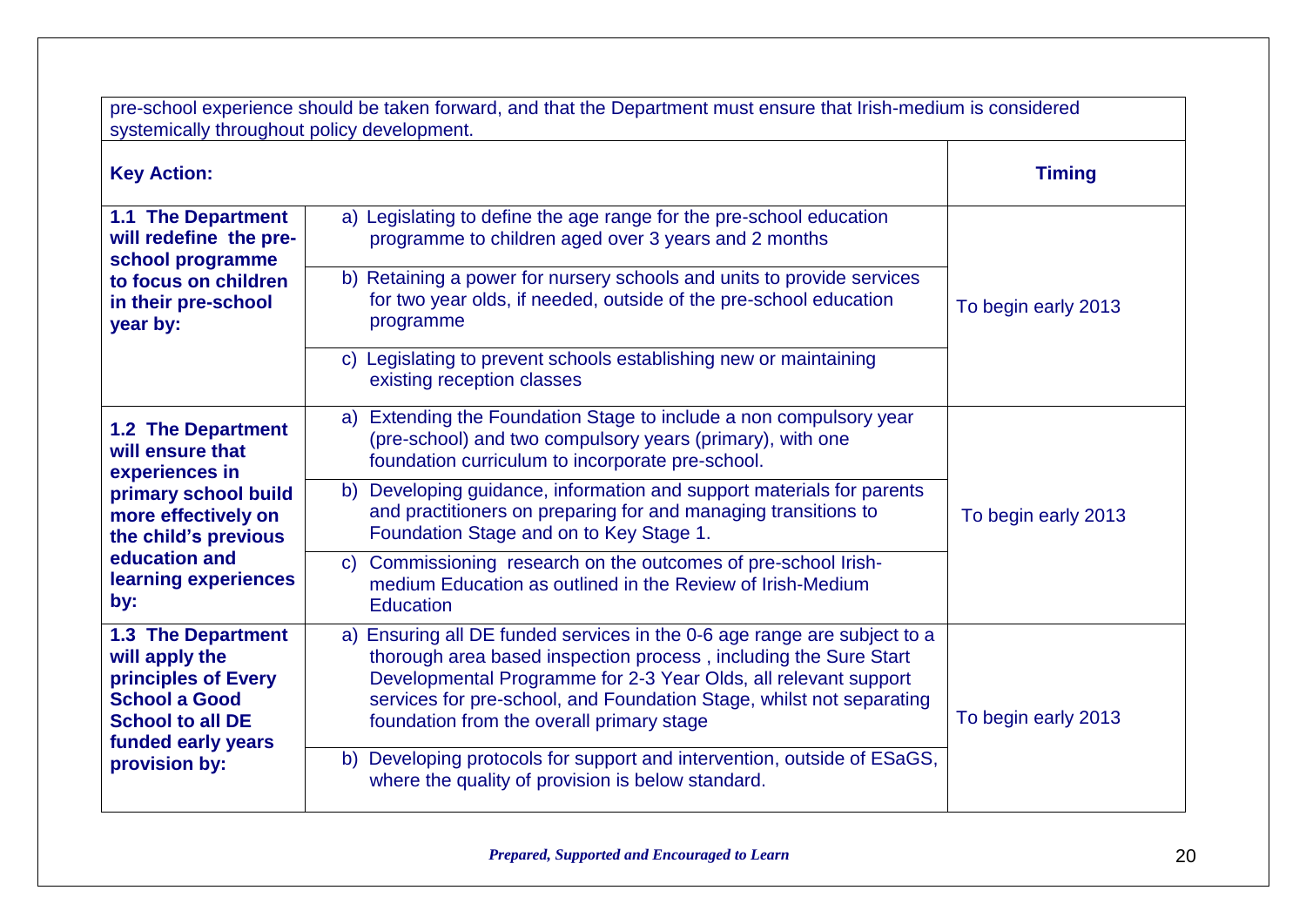pre-school experience should be taken forward, and that the Department must ensure that Irish-medium is considered systemically throughout policy development.

| **Key Action:** | | **Timing** |
|---|---|---|
| **1.1 The Department will redefine the pre-school programme to focus on children in their pre-school year by:** | a) Legislating to define the age range for the pre-school education programme to children aged over 3 years and 2 months | To begin early 2013 |
| | b) Retaining a power for nursery schools and units to provide services for two year olds, if needed, outside of the pre-school education programme | |
| | c) Legislating to prevent schools establishing new or maintaining existing reception classes | |
| **1.2 The Department will ensure that experiences in primary school build more effectively on the child's previous education and learning experiences by:** | a) Extending the Foundation Stage to include a non compulsory year (pre-school) and two compulsory years (primary), with one foundation curriculum to incorporate pre-school. | To begin early 2013 |
| | b) Developing guidance, information and support materials for parents and practitioners on preparing for and managing transitions to Foundation Stage and on to Key Stage 1. | |
| | c) Commissioning research on the outcomes of pre-school Irish-medium Education as outlined in the Review of Irish-Medium Education | |
| **1.3 The Department will apply the principles of Every School a Good School to all DE funded early years provision by:** | a) Ensuring all DE funded services in the 0-6 age range are subject to a thorough area based inspection process , including the Sure Start Developmental Programme for 2-3 Year Olds, all relevant support services for pre-school, and Foundation Stage, whilst not separating foundation from the overall primary stage | To begin early 2013 |
| | b) Developing protocols for support and intervention, outside of ESaGS, where the quality of provision is below standard. | |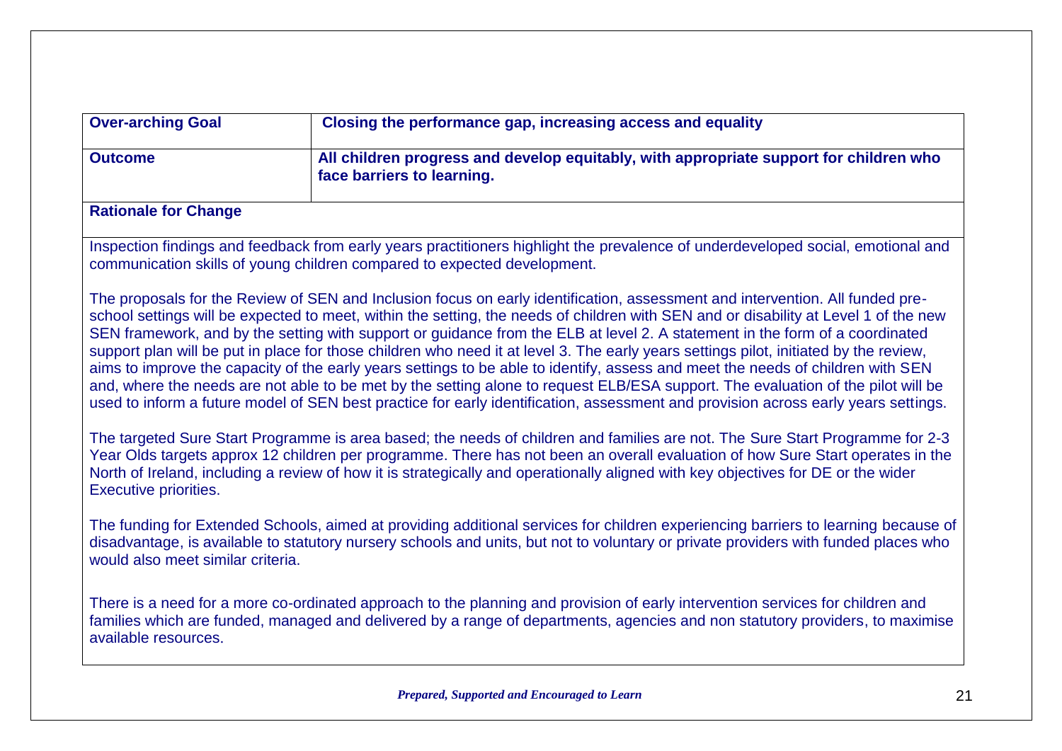| **Over-arching Goal** | **Closing the performance gap, increasing access and equality** |
|---|---|
| **Outcome** | **All children progress and develop equitably, with appropriate support for children who face barriers to learning.** |

**Rationale for Change**

Inspection findings and feedback from early years practitioners highlight the prevalence of underdeveloped social, emotional and communication skills of young children compared to expected development.

The proposals for the Review of SEN and Inclusion focus on early identification, assessment and intervention. All funded pre-school settings will be expected to meet, within the setting, the needs of children with SEN and or disability at Level 1 of the new SEN framework, and by the setting with support or guidance from the ELB at level 2. A statement in the form of a coordinated support plan will be put in place for those children who need it at level 3. The early years settings pilot, initiated by the review, aims to improve the capacity of the early years settings to be able to identify, assess and meet the needs of children with SEN and, where the needs are not able to be met by the setting alone to request ELB/ESA support. The evaluation of the pilot will be used to inform a future model of SEN best practice for early identification, assessment and provision across early years settings.

The targeted Sure Start Programme is area based; the needs of children and families are not. The Sure Start Programme for 2-3 Year Olds targets approx 12 children per programme. There has not been an overall evaluation of how Sure Start operates in the North of Ireland, including a review of how it is strategically and operationally aligned with key objectives for DE or the wider Executive priorities.

The funding for Extended Schools, aimed at providing additional services for children experiencing barriers to learning because of disadvantage, is available to statutory nursery schools and units, but not to voluntary or private providers with funded places who would also meet similar criteria.

There is a need for a more co-ordinated approach to the planning and provision of early intervention services for children and families which are funded, managed and delivered by a range of departments, agencies and non statutory providers, to maximise available resources.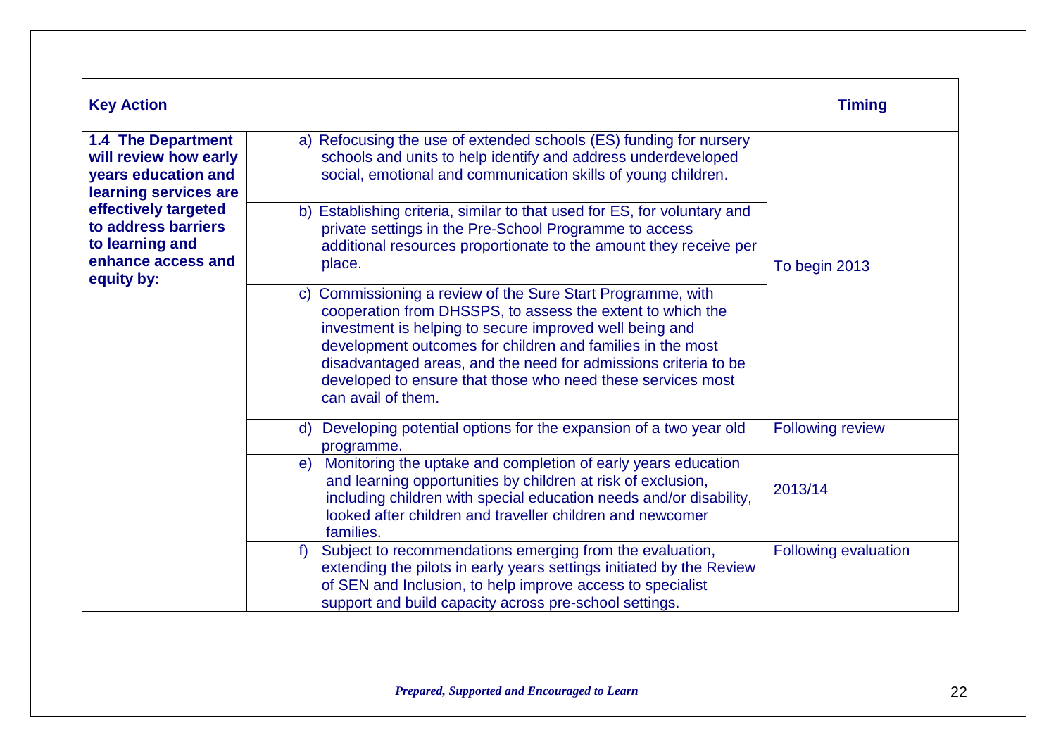| Key Action | | Timing |
|---|---|---|
| **1.4 The Department will review how early years education and learning services are effectively targeted to address barriers to learning and enhance access and equity by:** | a) Refocusing the use of extended schools (ES) funding for nursery schools and units to help identify and address underdeveloped social, emotional and communication skills of young children. | To begin 2013 |
| | b) Establishing criteria, similar to that used for ES, for voluntary and private settings in the Pre-School Programme to access additional resources proportionate to the amount they receive per place. | |
| | c) Commissioning a review of the Sure Start Programme, with cooperation from DHSSPS, to assess the extent to which the investment is helping to secure improved well being and development outcomes for children and families in the most disadvantaged areas, and the need for admissions criteria to be developed to ensure that those who need these services most can avail of them. | |
| | d) Developing potential options for the expansion of a two year old programme. | Following review |
| | e) Monitoring the uptake and completion of early years education and learning opportunities by children at risk of exclusion, including children with special education needs and/or disability, looked after children and traveller children and newcomer families. | 2013/14 |
| | f) Subject to recommendations emerging from the evaluation, extending the pilots in early years settings initiated by the Review of SEN and Inclusion, to help improve access to specialist support and build capacity across pre-school settings. | Following evaluation |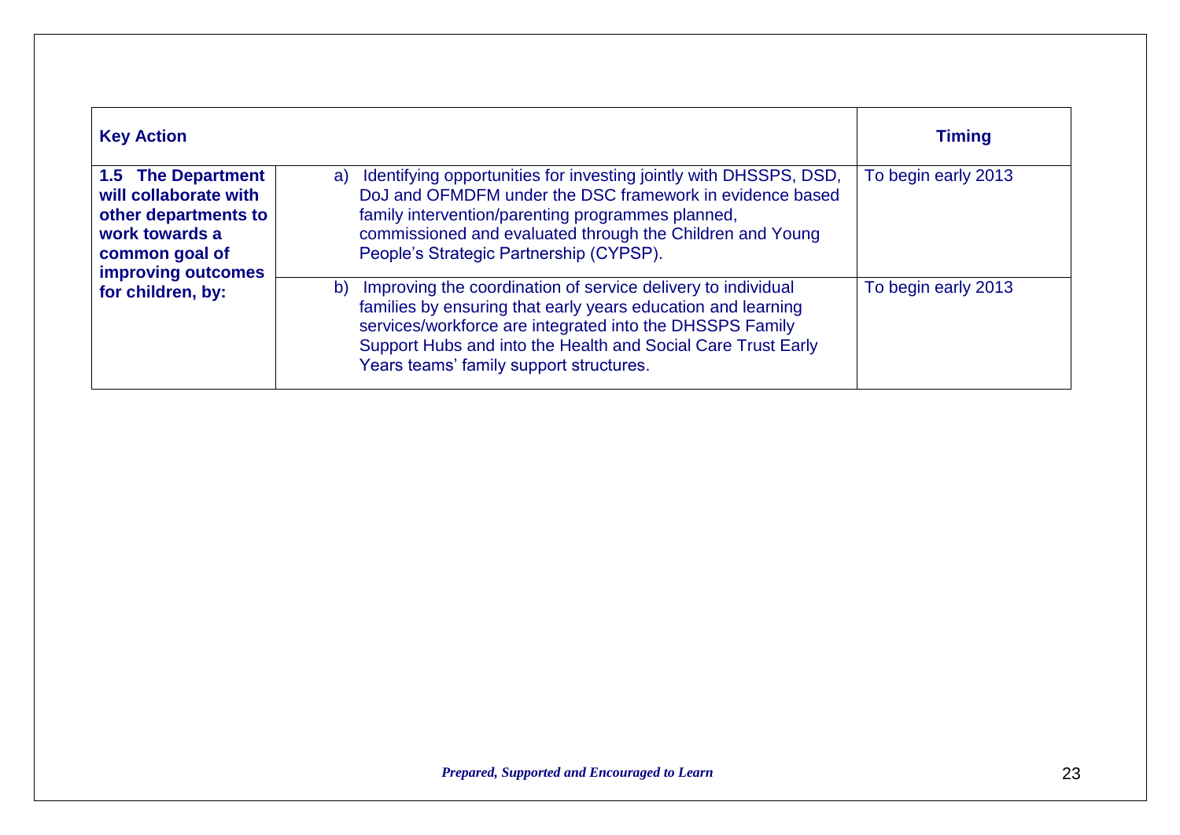| Key Action | | Timing |
|---|---|---|
| **1.5 The Department will collaborate with other departments to work towards a common goal of improving outcomes for children, by:** | a) Identifying opportunities for investing jointly with DHSSPS, DSD, DoJ and OFMDFM under the DSC framework in evidence based family intervention/parenting programmes planned, commissioned and evaluated through the Children and Young People's Strategic Partnership (CYPSP). | To begin early 2013 |
| | b) Improving the coordination of service delivery to individual families by ensuring that early years education and learning services/workforce are integrated into the DHSSPS Family Support Hubs and into the Health and Social Care Trust Early Years teams' family support structures. | To begin early 2013 |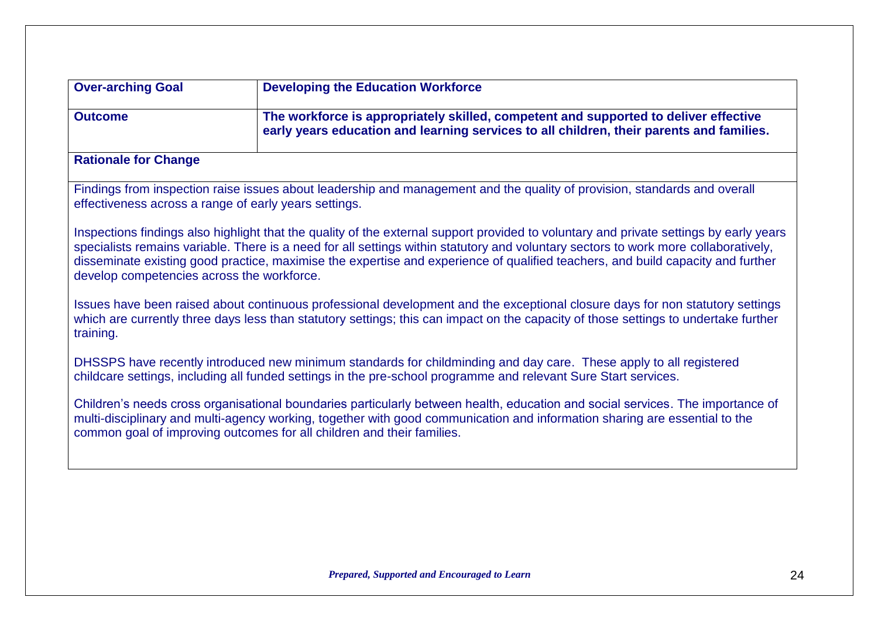| **Over-arching Goal** | **Developing the Education Workforce** |
| --- | --- |
| **Outcome** | **The workforce is appropriately skilled, competent and supported to deliver effective early years education and learning services to all children, their parents and families.** |

**Rationale for Change**

Findings from inspection raise issues about leadership and management and the quality of provision, standards and overall effectiveness across a range of early years settings.

Inspections findings also highlight that the quality of the external support provided to voluntary and private settings by early years specialists remains variable. There is a need for all settings within statutory and voluntary sectors to work more collaboratively, disseminate existing good practice, maximise the expertise and experience of qualified teachers, and build capacity and further develop competencies across the workforce.

Issues have been raised about continuous professional development and the exceptional closure days for non statutory settings which are currently three days less than statutory settings; this can impact on the capacity of those settings to undertake further training.

DHSSPS have recently introduced new minimum standards for childminding and day care. These apply to all registered childcare settings, including all funded settings in the pre-school programme and relevant Sure Start services.

Children's needs cross organisational boundaries particularly between health, education and social services. The importance of multi-disciplinary and multi-agency working, together with good communication and information sharing are essential to the common goal of improving outcomes for all children and their families.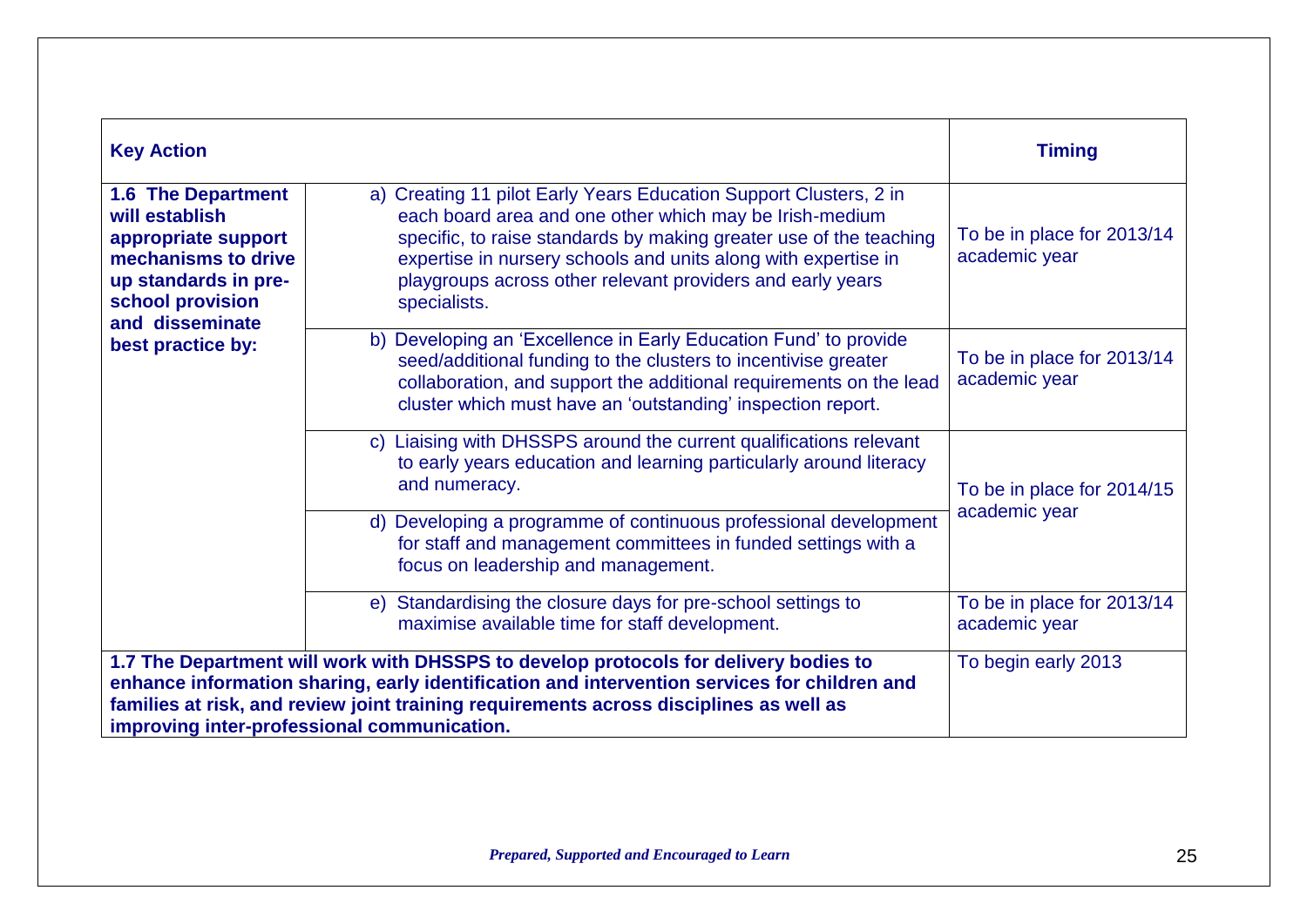| Key Action | | Timing |
|---|---|---|
| **1.6 The Department will establish appropriate support mechanisms to drive up standards in pre-school provision and disseminate best practice by:** | a) Creating 11 pilot Early Years Education Support Clusters, 2 in each board area and one other which may be Irish-medium specific, to raise standards by making greater use of the teaching expertise in nursery schools and units along with expertise in playgroups across other relevant providers and early years specialists. | To be in place for 2013/14 academic year |
| | b) Developing an 'Excellence in Early Education Fund' to provide seed/additional funding to the clusters to incentivise greater collaboration, and support the additional requirements on the lead cluster which must have an 'outstanding' inspection report. | To be in place for 2013/14 academic year |
| | c) Liaising with DHSSPS around the current qualifications relevant to early years education and learning particularly around literacy and numeracy. | To be in place for 2014/15 academic year |
| | d) Developing a programme of continuous professional development for staff and management committees in funded settings with a focus on leadership and management. | |
| | e) Standardising the closure days for pre-school settings to maximise available time for staff development. | To be in place for 2013/14 academic year |
| **1.7 The Department will work with DHSSPS to develop protocols for delivery bodies to enhance information sharing, early identification and intervention services for children and families at risk, and review joint training requirements across disciplines as well as improving inter-professional communication.** | | To begin early 2013 |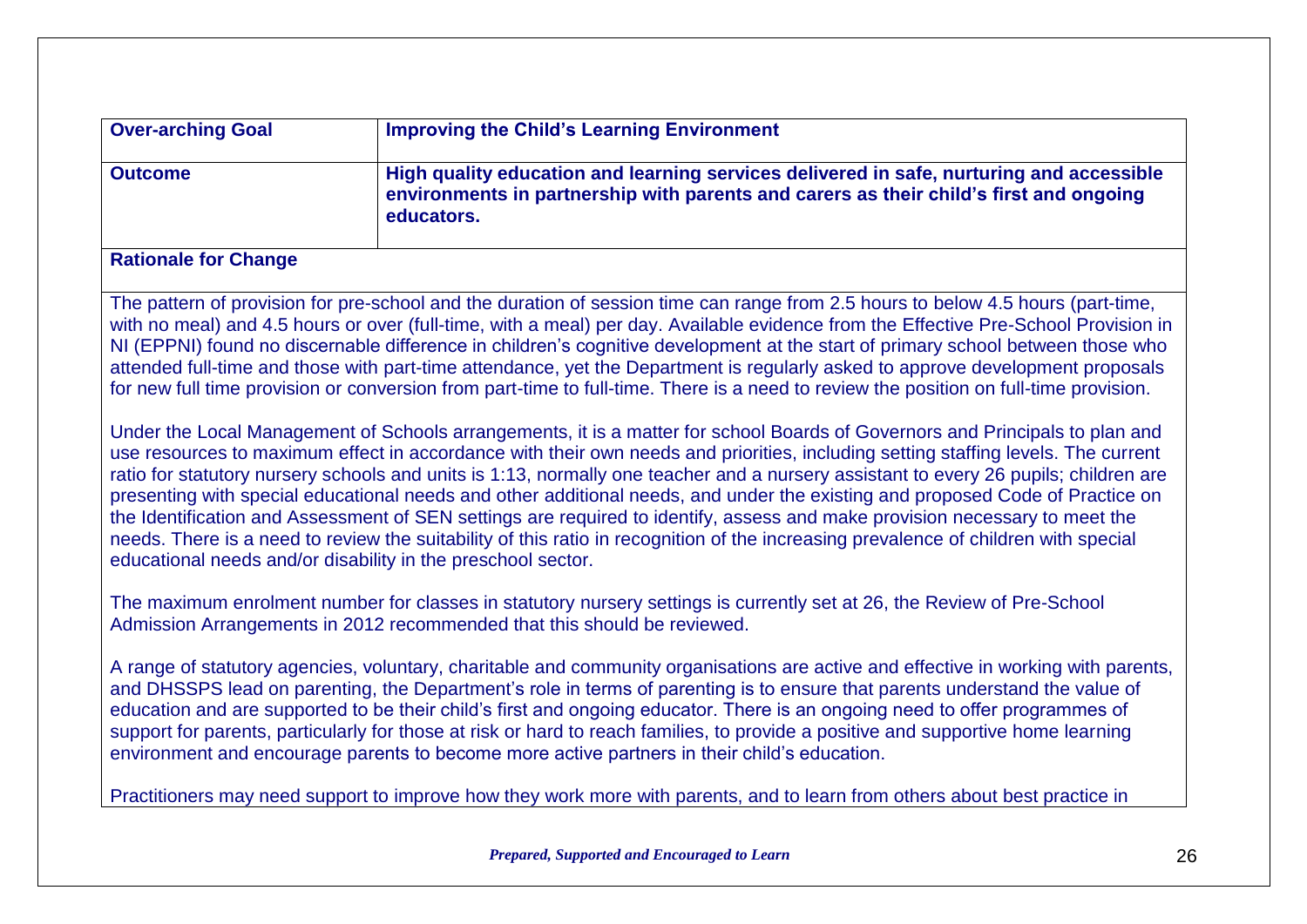| **Over-arching Goal** | **Improving the Child's Learning Environment** |
| --- | --- |
| **Outcome** | **High quality education and learning services delivered in safe, nurturing and accessible environments in partnership with parents and carers as their child's first and ongoing educators.** |

**Rationale for Change**

The pattern of provision for pre-school and the duration of session time can range from 2.5 hours to below 4.5 hours (part-time, with no meal) and 4.5 hours or over (full-time, with a meal) per day. Available evidence from the Effective Pre-School Provision in NI (EPPNI) found no discernable difference in children's cognitive development at the start of primary school between those who attended full-time and those with part-time attendance, yet the Department is regularly asked to approve development proposals for new full time provision or conversion from part-time to full-time. There is a need to review the position on full-time provision.

Under the Local Management of Schools arrangements, it is a matter for school Boards of Governors and Principals to plan and use resources to maximum effect in accordance with their own needs and priorities, including setting staffing levels. The current ratio for statutory nursery schools and units is 1:13, normally one teacher and a nursery assistant to every 26 pupils; children are presenting with special educational needs and other additional needs, and under the existing and proposed Code of Practice on the Identification and Assessment of SEN settings are required to identify, assess and make provision necessary to meet the needs. There is a need to review the suitability of this ratio in recognition of the increasing prevalence of children with special educational needs and/or disability in the preschool sector.

The maximum enrolment number for classes in statutory nursery settings is currently set at 26, the Review of Pre-School Admission Arrangements in 2012 recommended that this should be reviewed.

A range of statutory agencies, voluntary, charitable and community organisations are active and effective in working with parents, and DHSSPS lead on parenting, the Department's role in terms of parenting is to ensure that parents understand the value of education and are supported to be their child's first and ongoing educator. There is an ongoing need to offer programmes of support for parents, particularly for those at risk or hard to reach families, to provide a positive and supportive home learning environment and encourage parents to become more active partners in their child's education.

Practitioners may need support to improve how they work more with parents, and to learn from others about best practice in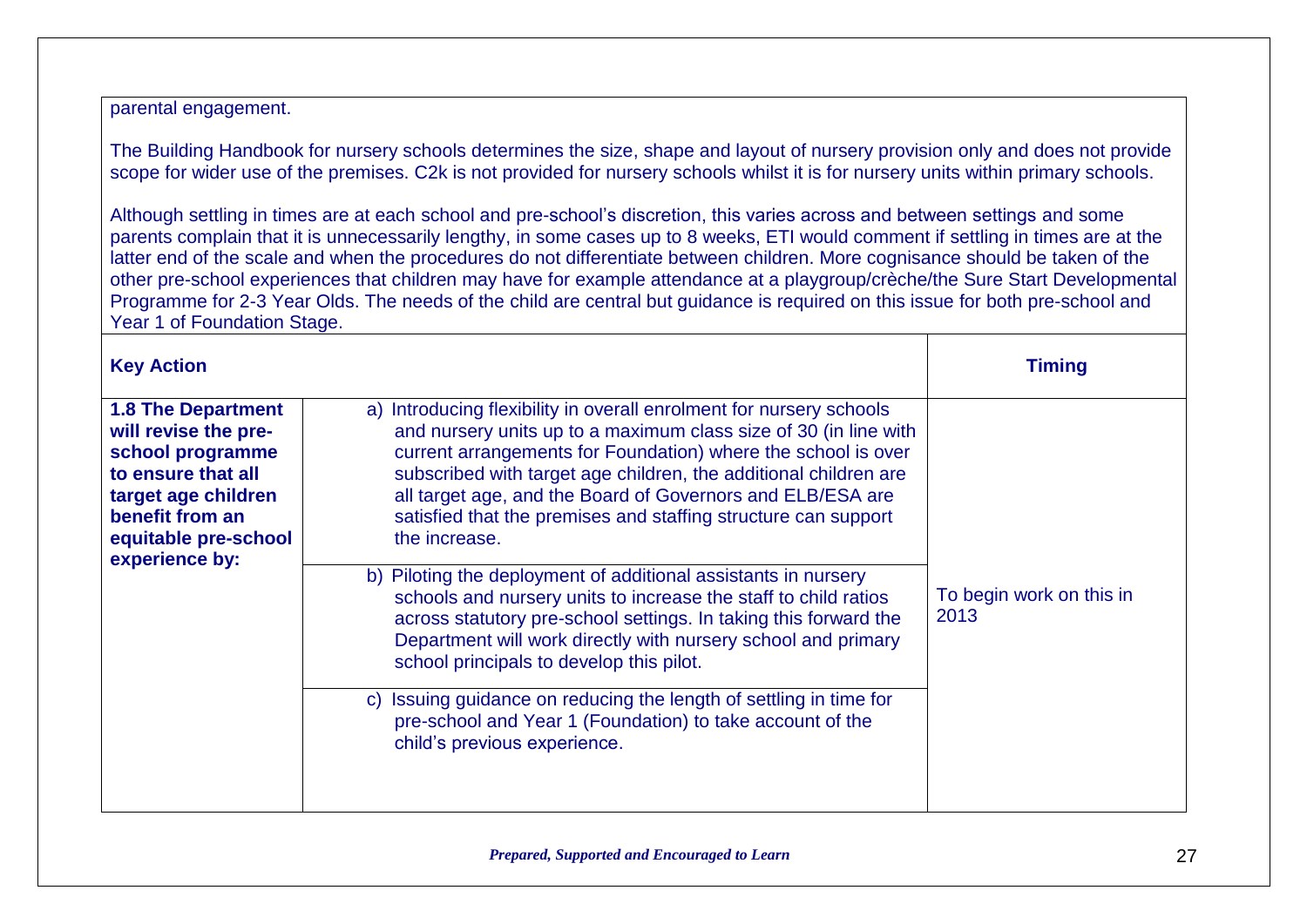parental engagement.

The Building Handbook for nursery schools determines the size, shape and layout of nursery provision only and does not provide scope for wider use of the premises. C2k is not provided for nursery schools whilst it is for nursery units within primary schools.

Although settling in times are at each school and pre-school's discretion, this varies across and between settings and some parents complain that it is unnecessarily lengthy, in some cases up to 8 weeks, ETI would comment if settling in times are at the latter end of the scale and when the procedures do not differentiate between children. More cognisance should be taken of the other pre-school experiences that children may have for example attendance at a playgroup/crèche/the Sure Start Developmental Programme for 2-3 Year Olds. The needs of the child are central but guidance is required on this issue for both pre-school and Year 1 of Foundation Stage.

| **Key Action** | | **Timing** |
|---|---|---|
| **1.8 The Department will revise the pre-school programme to ensure that all target age children benefit from an equitable pre-school experience by:** | a) Introducing flexibility in overall enrolment for nursery schools and nursery units up to a maximum class size of 30 (in line with current arrangements for Foundation) where the school is over subscribed with target age children, the additional children are all target age, and the Board of Governors and ELB/ESA are satisfied that the premises and staffing structure can support the increase. | To begin work on this in 2013 |
| | b) Piloting the deployment of additional assistants in nursery schools and nursery units to increase the staff to child ratios across statutory pre-school settings. In taking this forward the Department will work directly with nursery school and primary school principals to develop this pilot. | |
| | c) Issuing guidance on reducing the length of settling in time for pre-school and Year 1 (Foundation) to take account of the child's previous experience. | |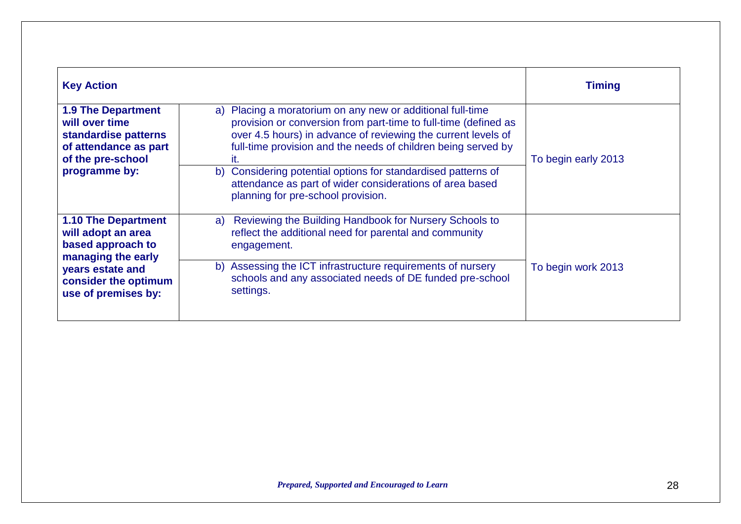| Key Action | | Timing |
|---|---|---|
| **1.9 The Department will over time standardise patterns of attendance as part of the pre-school programme by:** | a) Placing a moratorium on any new or additional full-time provision or conversion from part-time to full-time (defined as over 4.5 hours) in advance of reviewing the current levels of full-time provision and the needs of children being served by it. | To begin early 2013 |
| | b) Considering potential options for standardised patterns of attendance as part of wider considerations of area based planning for pre-school provision. | |
| **1.10 The Department will adopt an area based approach to managing the early years estate and consider the optimum use of premises by:** | a) Reviewing the Building Handbook for Nursery Schools to reflect the additional need for parental and community engagement. | To begin work 2013 |
| | b) Assessing the ICT infrastructure requirements of nursery schools and any associated needs of DE funded pre-school settings. | |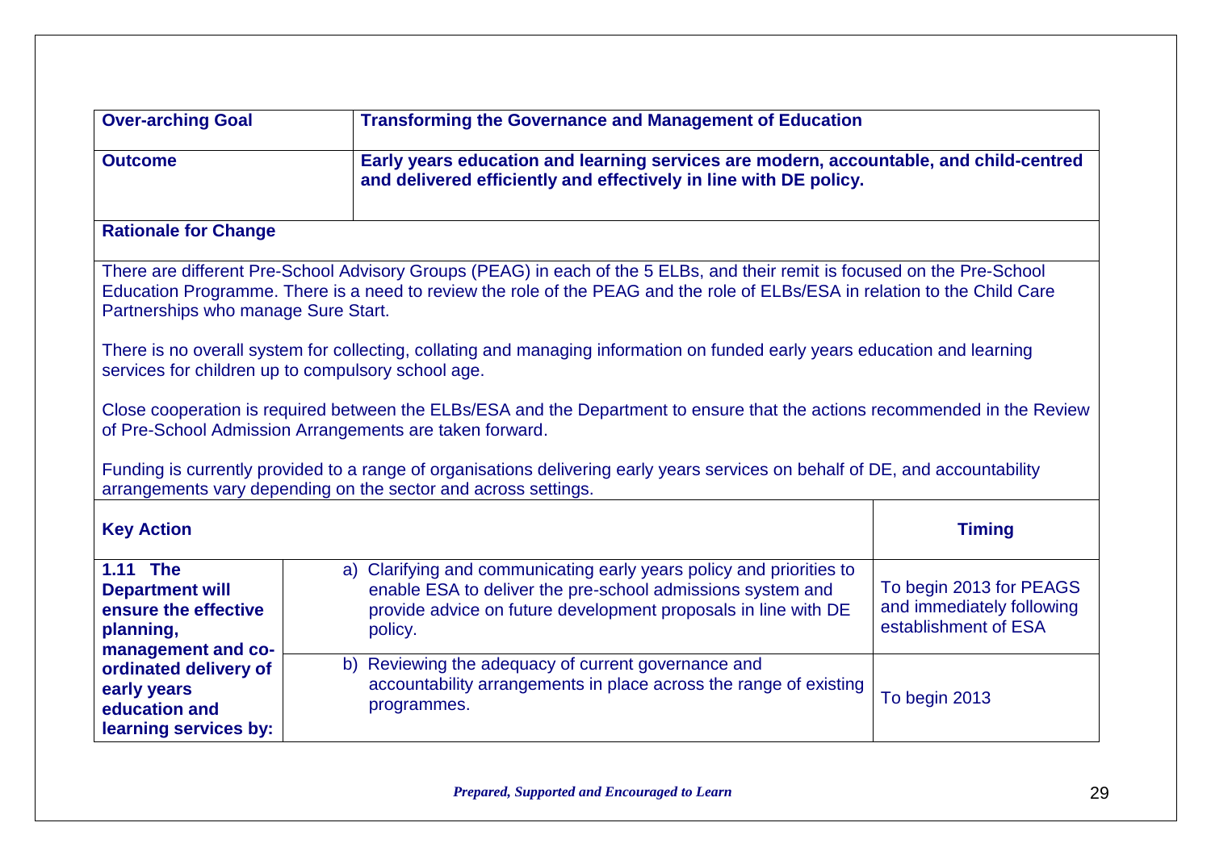| **Over-arching Goal** | **Transforming the Governance and Management of Education** | |
|---|---|---|
| **Outcome** | **Early years education and learning services are modern, accountable, and child-centred and delivered efficiently and effectively in line with DE policy.** | |

**Rationale for Change**

There are different Pre-School Advisory Groups (PEAG) in each of the 5 ELBs, and their remit is focused on the Pre-School Education Programme. There is a need to review the role of the PEAG and the role of ELBs/ESA in relation to the Child Care Partnerships who manage Sure Start.

There is no overall system for collecting, collating and managing information on funded early years education and learning services for children up to compulsory school age.

Close cooperation is required between the ELBs/ESA and the Department to ensure that the actions recommended in the Review of Pre-School Admission Arrangements are taken forward.

Funding is currently provided to a range of organisations delivering early years services on behalf of DE, and accountability arrangements vary depending on the sector and across settings.

| **Key Action** | | **Timing** |
|---|---|---|
| **1.11 The Department will ensure the effective planning, management and co-ordinated delivery of early years education and learning services by:** | a) Clarifying and communicating early years policy and priorities to enable ESA to deliver the pre-school admissions system and provide advice on future development proposals in line with DE policy. | To begin 2013 for PEAGS and immediately following establishment of ESA |
| | b) Reviewing the adequacy of current governance and accountability arrangements in place across the range of existing programmes. | To begin 2013 |

*Prepared, Supported and Encouraged to Learn*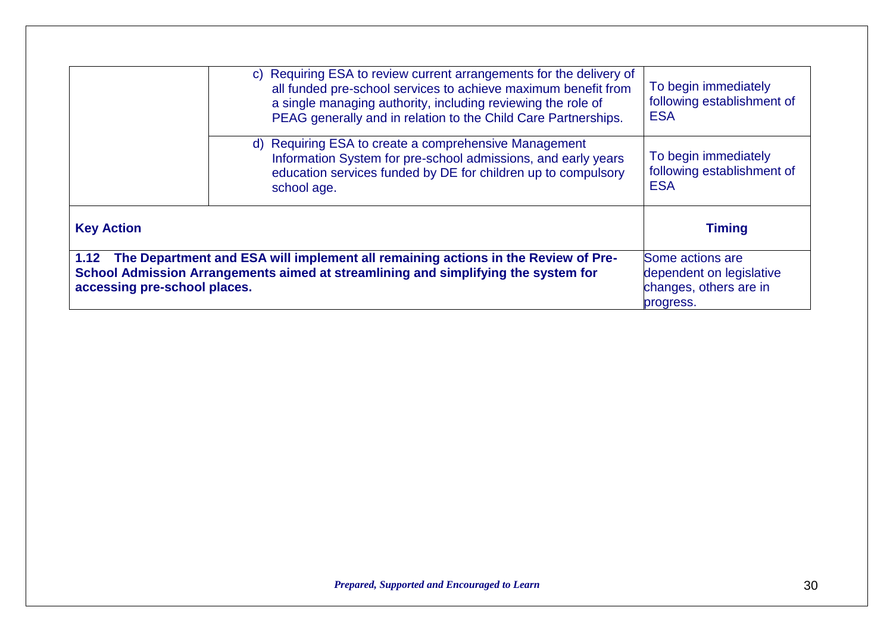| | | |
|---|---|---|
| | c) Requiring ESA to review current arrangements for the delivery of all funded pre-school services to achieve maximum benefit from a single managing authority, including reviewing the role of PEAG generally and in relation to the Child Care Partnerships. | To begin immediately following establishment of ESA |
| | d) Requiring ESA to create a comprehensive Management Information System for pre-school admissions, and early years education services funded by DE for children up to compulsory school age. | To begin immediately following establishment of ESA |

| **Key Action** | **Timing** |
|---|---|
| **1.12 The Department and ESA will implement all remaining actions in the Review of Pre-School Admission Arrangements aimed at streamlining and simplifying the system for accessing pre-school places.** | Some actions are dependent on legislative changes, others are in progress. |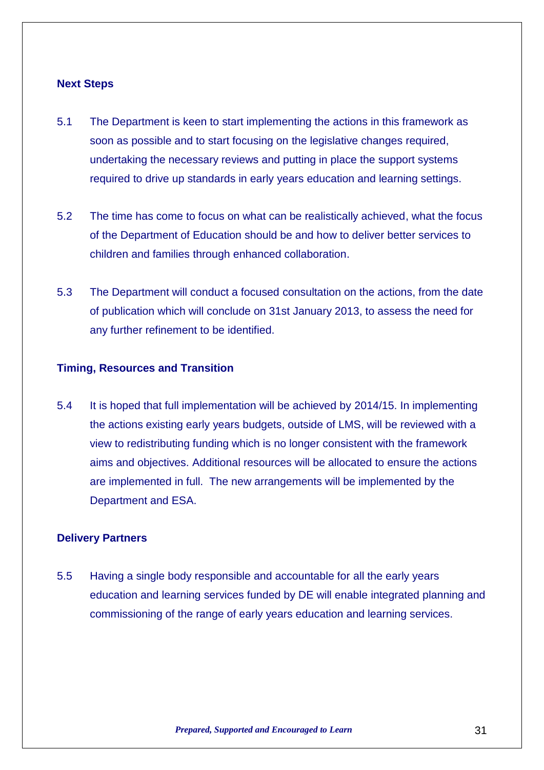**Next Steps**

5.1 The Department is keen to start implementing the actions in this framework as soon as possible and to start focusing on the legislative changes required, undertaking the necessary reviews and putting in place the support systems required to drive up standards in early years education and learning settings.

5.2 The time has come to focus on what can be realistically achieved, what the focus of the Department of Education should be and how to deliver better services to children and families through enhanced collaboration.

5.3 The Department will conduct a focused consultation on the actions, from the date of publication which will conclude on 31st January 2013, to assess the need for any further refinement to be identified.

**Timing, Resources and Transition**

5.4 It is hoped that full implementation will be achieved by 2014/15. In implementing the actions existing early years budgets, outside of LMS, will be reviewed with a view to redistributing funding which is no longer consistent with the framework aims and objectives. Additional resources will be allocated to ensure the actions are implemented in full. The new arrangements will be implemented by the Department and ESA.

**Delivery Partners**

5.5 Having a single body responsible and accountable for all the early years education and learning services funded by DE will enable integrated planning and commissioning of the range of early years education and learning services.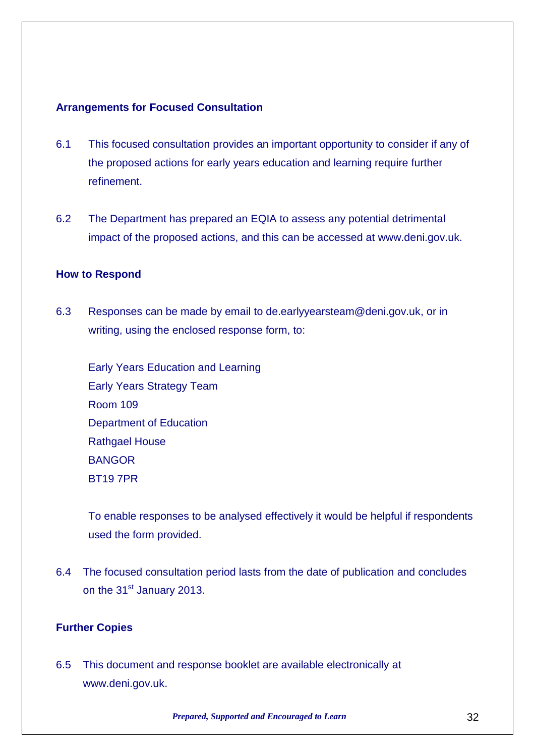### Arrangements for Focused Consultation

6.1 This focused consultation provides an important opportunity to consider if any of the proposed actions for early years education and learning require further refinement.

6.2 The Department has prepared an EQIA to assess any potential detrimental impact of the proposed actions, and this can be accessed at www.deni.gov.uk.

### How to Respond

6.3 Responses can be made by email to de.earlyyearsteam@deni.gov.uk, or in writing, using the enclosed response form, to:

Early Years Education and Learning
Early Years Strategy Team
Room 109
Department of Education
Rathgael House
BANGOR
BT19 7PR

To enable responses to be analysed effectively it would be helpful if respondents used the form provided.

6.4 The focused consultation period lasts from the date of publication and concludes on the 31st January 2013.

### Further Copies

6.5 This document and response booklet are available electronically at www.deni.gov.uk.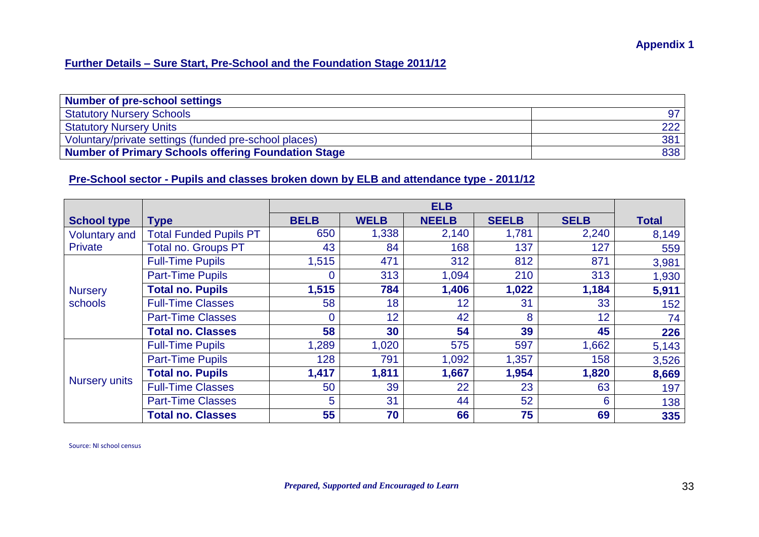**Appendix 1**

## Further Details – Sure Start, Pre-School and the Foundation Stage 2011/12

| **Number of pre-school settings** | |
|---|---|
| Statutory Nursery Schools | 97 |
| Statutory Nursery Units | 222 |
| Voluntary/private settings (funded pre-school places) | 381 |
| **Number of Primary Schools offering Foundation Stage** | 838 |

## Pre-School sector - Pupils and classes broken down by ELB and attendance type - 2011/12

| | | ELB | | | | | |
|---|---|---|---|---|---|---|---|
| **School type** | **Type** | **BELB** | **WELB** | **NEELB** | **SEELB** | **SELB** | **Total** |
| Voluntary and Private | Total Funded Pupils PT | 650 | 1,338 | 2,140 | 1,781 | 2,240 | 8,149 |
| | Total no. Groups PT | 43 | 84 | 168 | 137 | 127 | 559 |
| Nursery schools | Full-Time Pupils | 1,515 | 471 | 312 | 812 | 871 | 3,981 |
| | Part-Time Pupils | 0 | 313 | 1,094 | 210 | 313 | 1,930 |
| | **Total no. Pupils** | **1,515** | **784** | **1,406** | **1,022** | **1,184** | **5,911** |
| | Full-Time Classes | 58 | 18 | 12 | 31 | 33 | 152 |
| | Part-Time Classes | 0 | 12 | 42 | 8 | 12 | 74 |
| | **Total no. Classes** | **58** | **30** | **54** | **39** | **45** | **226** |
| Nursery units | Full-Time Pupils | 1,289 | 1,020 | 575 | 597 | 1,662 | 5,143 |
| | Part-Time Pupils | 128 | 791 | 1,092 | 1,357 | 158 | 3,526 |
| | **Total no. Pupils** | **1,417** | **1,811** | **1,667** | **1,954** | **1,820** | **8,669** |
| | Full-Time Classes | 50 | 39 | 22 | 23 | 63 | 197 |
| | Part-Time Classes | 5 | 31 | 44 | 52 | 6 | 138 |
| | **Total no. Classes** | **55** | **70** | **66** | **75** | **69** | **335** |

Source: NI school census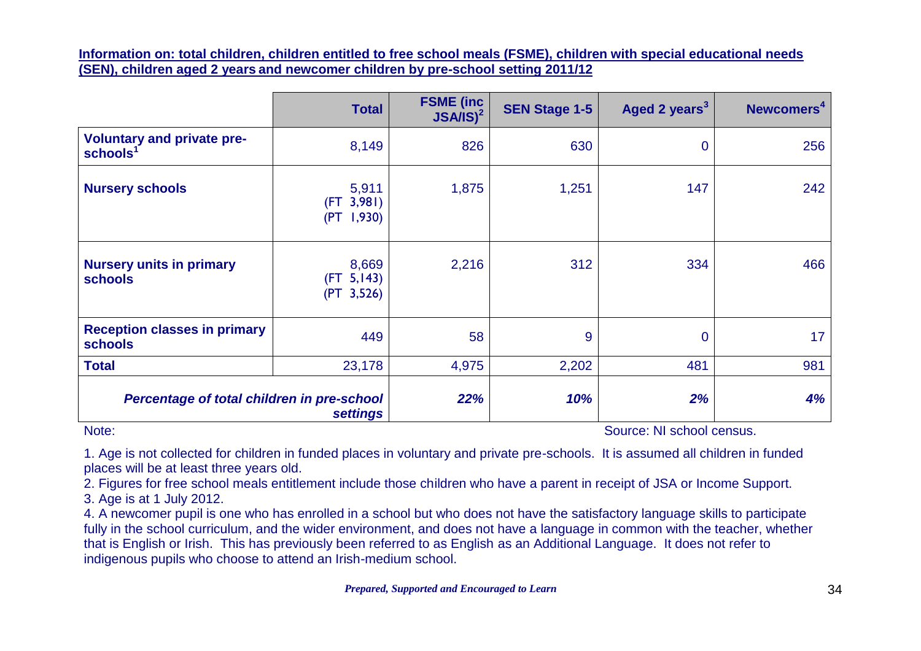**Information on: total children, children entitled to free school meals (FSME), children with special educational needs (SEN), children aged 2 years and newcomer children by pre-school setting 2011/12**

| | Total | FSME (inc JSA/IS)[2] | SEN Stage 1-5 | Aged 2 years[3] | Newcomers[4] |
|---|---|---|---|---|---|
| **Voluntary and private pre-schools[1]** | 8,149 | 826 | 630 | 0 | 256 |
| **Nursery schools** | 5,911 (FT 3,981) (PT 1,930) | 1,875 | 1,251 | 147 | 242 |
| **Nursery units in primary schools** | 8,669 (FT 5,143) (PT 3,526) | 2,216 | 312 | 334 | 466 |
| **Reception classes in primary schools** | 449 | 58 | 9 | 0 | 17 |
| **Total** | 23,178 | 4,975 | 2,202 | 481 | 981 |
| ***Percentage of total children in pre-school settings*** | | ***22%*** | ***10%*** | ***2%*** | ***4%*** |

Note:

Source: NI school census.

1. Age is not collected for children in funded places in voluntary and private pre-schools. It is assumed all children in funded places will be at least three years old.
2. Figures for free school meals entitlement include those children who have a parent in receipt of JSA or Income Support.
3. Age is at 1 July 2012.
4. A newcomer pupil is one who has enrolled in a school but who does not have the satisfactory language skills to participate fully in the school curriculum, and the wider environment, and does not have a language in common with the teacher, whether that is English or Irish. This has previously been referred to as English as an Additional Language. It does not refer to indigenous pupils who choose to attend an Irish-medium school.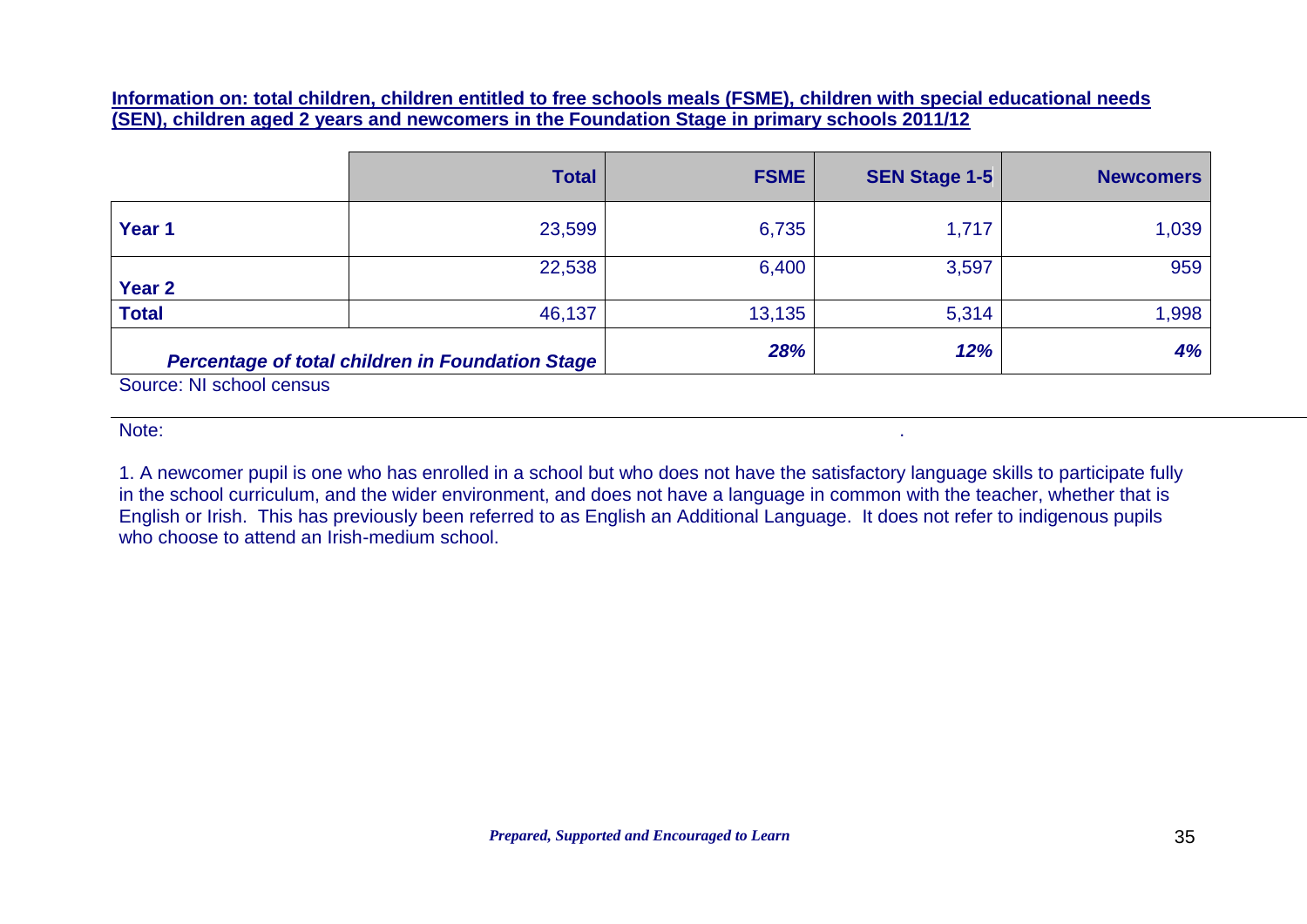**Information on: total children, children entitled to free schools meals (FSME), children with special educational needs (SEN), children aged 2 years and newcomers in the Foundation Stage in primary schools 2011/12**

| | **Total** | **FSME** | **SEN Stage 1-5** | **Newcomers** |
|---|---|---|---|---|
| **Year 1** | 23,599 | 6,735 | 1,717 | 1,039 |
| **Year 2** | 22,538 | 6,400 | 3,597 | 959 |
| **Total** | 46,137 | 13,135 | 5,314 | 1,998 |
| ***Percentage of total children in Foundation Stage*** | | ***28%*** | ***12%*** | ***4%*** |

Source: NI school census

Note:

1. A newcomer pupil is one who has enrolled in a school but who does not have the satisfactory language skills to participate fully in the school curriculum, and the wider environment, and does not have a language in common with the teacher, whether that is English or Irish. This has previously been referred to as English an Additional Language. It does not refer to indigenous pupils who choose to attend an Irish-medium school.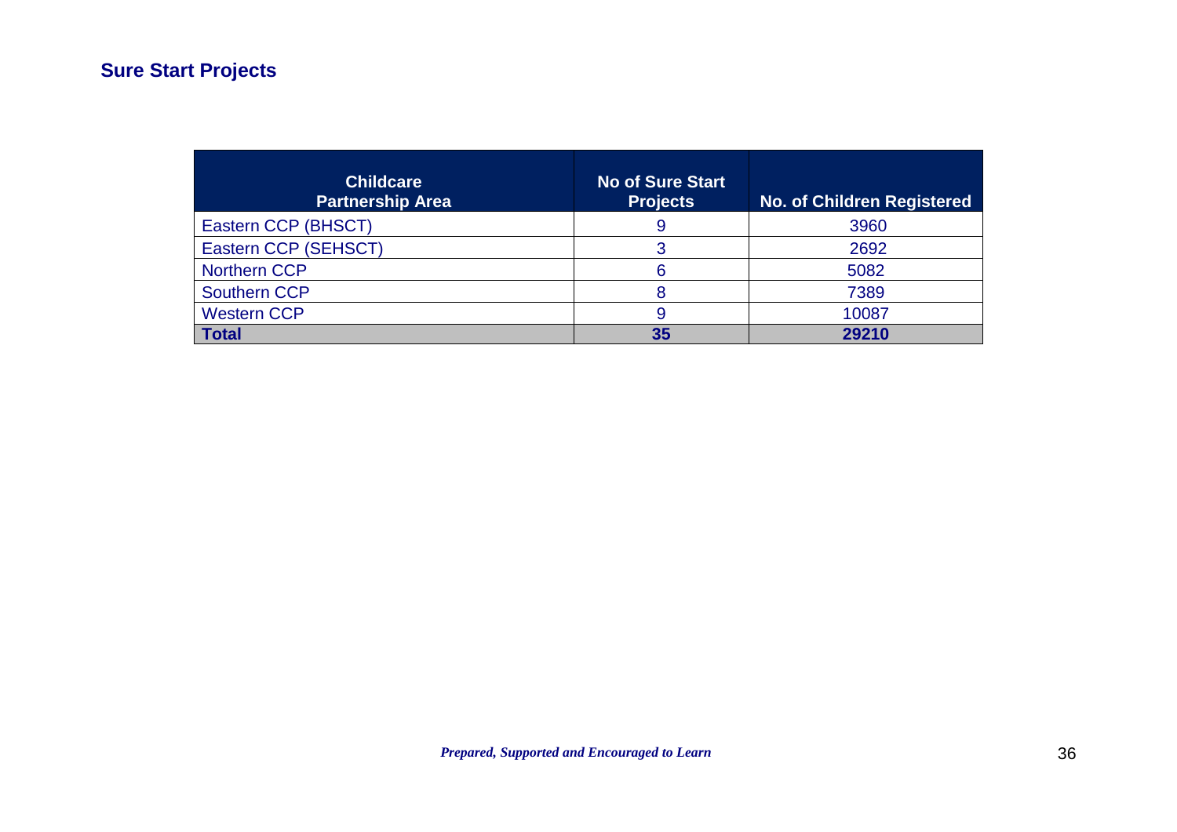## Sure Start Projects

| Childcare Partnership Area | No of Sure Start Projects | No. of Children Registered |
|---|---|---|
| Eastern CCP (BHSCT) | 9 | 3960 |
| Eastern CCP (SEHSCT) | 3 | 2692 |
| Northern CCP | 6 | 5082 |
| Southern CCP | 8 | 7389 |
| Western CCP | 9 | 10087 |
| **Total** | **35** | **29210** |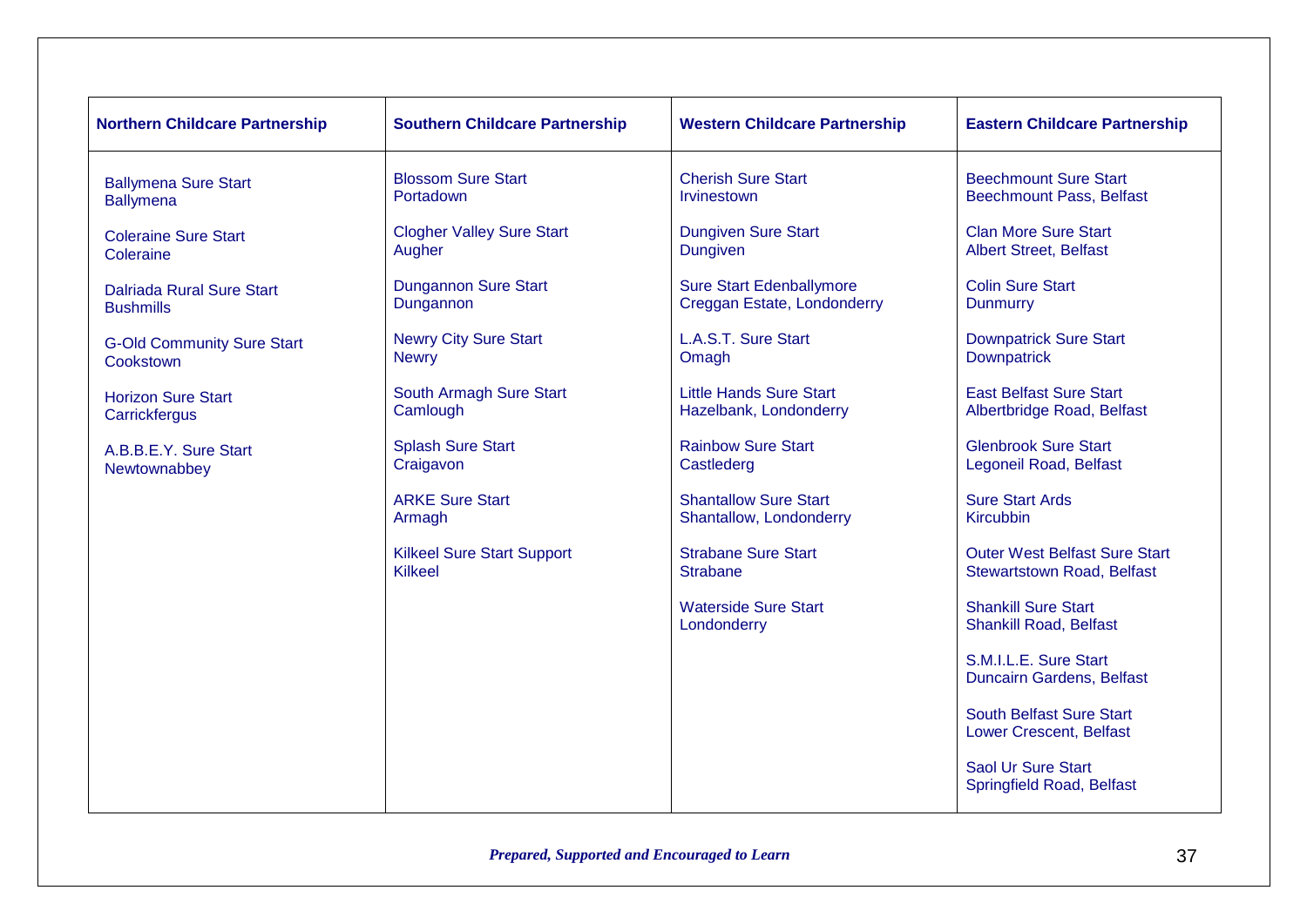| Northern Childcare Partnership | Southern Childcare Partnership | Western Childcare Partnership | Eastern Childcare Partnership |
|---|---|---|---|
| Ballymena Sure Start<br>Ballymena | Blossom Sure Start<br>Portadown | Cherish Sure Start<br>Irvinestown | Beechmount Sure Start<br>Beechmount Pass, Belfast |
| Coleraine Sure Start<br>Coleraine | Clogher Valley Sure Start<br>Augher | Dungiven Sure Start<br>Dungiven | Clan More Sure Start<br>Albert Street, Belfast |
| Dalriada Rural Sure Start<br>Bushmills | Dungannon Sure Start<br>Dungannon | Sure Start Edenballymore<br>Creggan Estate, Londonderry | Colin Sure Start<br>Dunmurry |
| G-Old Community Sure Start<br>Cookstown | Newry City Sure Start<br>Newry | L.A.S.T. Sure Start<br>Omagh | Downpatrick Sure Start<br>Downpatrick |
| Horizon Sure Start<br>Carrickfergus | South Armagh Sure Start<br>Camlough | Little Hands Sure Start<br>Hazelbank, Londonderry | East Belfast Sure Start<br>Albertbridge Road, Belfast |
| A.B.B.E.Y. Sure Start<br>Newtownabbey | Splash Sure Start<br>Craigavon | Rainbow Sure Start<br>Castlederg | Glenbrook Sure Start<br>Legoneil Road, Belfast |
| | ARKE Sure Start<br>Armagh | Shantallow Sure Start<br>Shantallow, Londonderry | Sure Start Ards<br>Kircubbin |
| | Kilkeel Sure Start Support<br>Kilkeel | Strabane Sure Start<br>Strabane | Outer West Belfast Sure Start<br>Stewartstown Road, Belfast |
| | | Waterside Sure Start<br>Londonderry | Shankill Sure Start<br>Shankill Road, Belfast |
| | | | S.M.I.L.E. Sure Start<br>Duncairn Gardens, Belfast |
| | | | South Belfast Sure Start<br>Lower Crescent, Belfast |
| | | | Saol Ur Sure Start<br>Springfield Road, Belfast |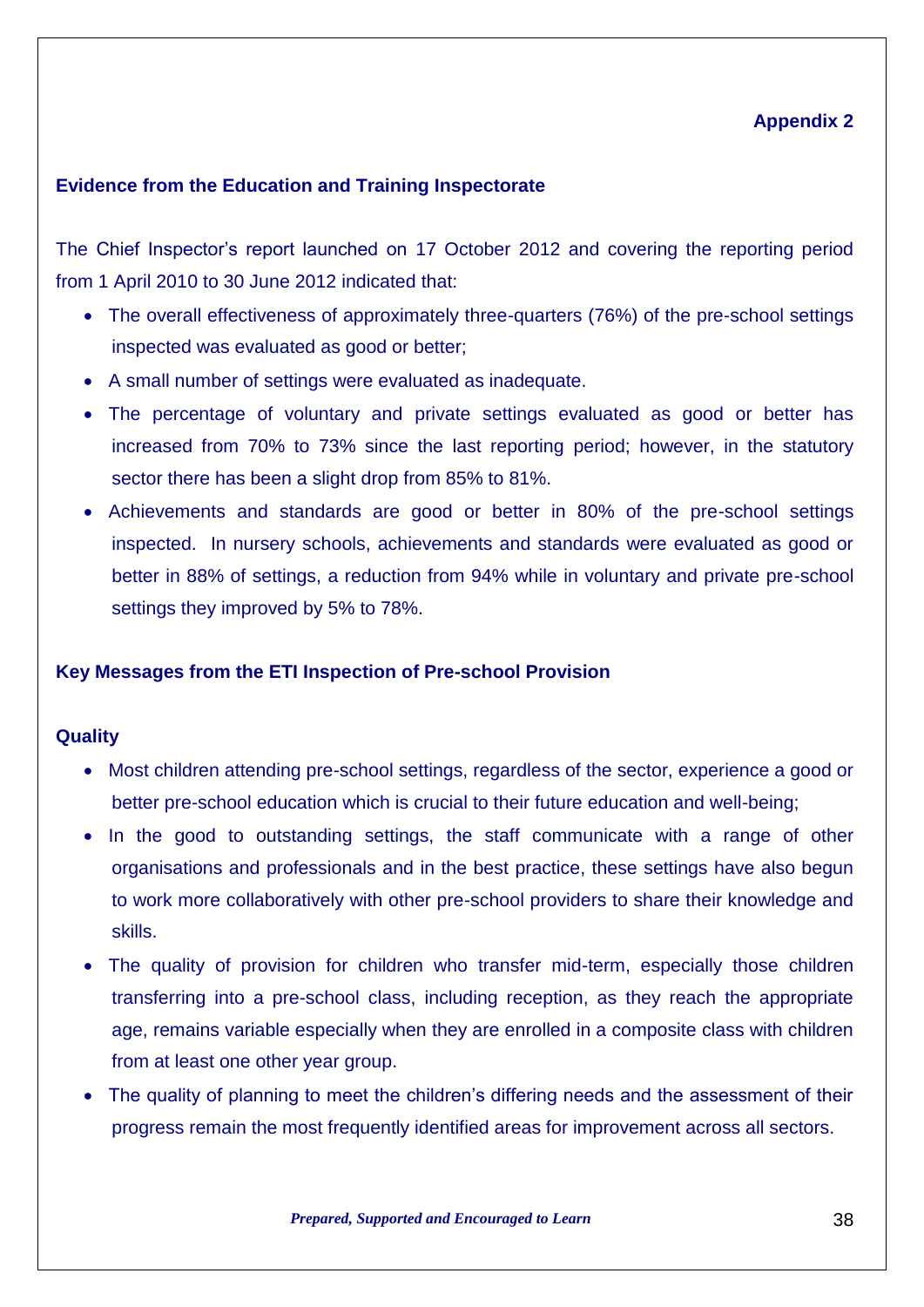**Appendix 2**

## Evidence from the Education and Training Inspectorate

The Chief Inspector's report launched on 17 October 2012 and covering the reporting period from 1 April 2010 to 30 June 2012 indicated that:

- The overall effectiveness of approximately three-quarters (76%) of the pre-school settings inspected was evaluated as good or better;
- A small number of settings were evaluated as inadequate.
- The percentage of voluntary and private settings evaluated as good or better has increased from 70% to 73% since the last reporting period; however, in the statutory sector there has been a slight drop from 85% to 81%.
- Achievements and standards are good or better in 80% of the pre-school settings inspected. In nursery schools, achievements and standards were evaluated as good or better in 88% of settings, a reduction from 94% while in voluntary and private pre-school settings they improved by 5% to 78%.

## Key Messages from the ETI Inspection of Pre-school Provision

### Quality

- Most children attending pre-school settings, regardless of the sector, experience a good or better pre-school education which is crucial to their future education and well-being;
- In the good to outstanding settings, the staff communicate with a range of other organisations and professionals and in the best practice, these settings have also begun to work more collaboratively with other pre-school providers to share their knowledge and skills.
- The quality of provision for children who transfer mid-term, especially those children transferring into a pre-school class, including reception, as they reach the appropriate age, remains variable especially when they are enrolled in a composite class with children from at least one other year group.
- The quality of planning to meet the children's differing needs and the assessment of their progress remain the most frequently identified areas for improvement across all sectors.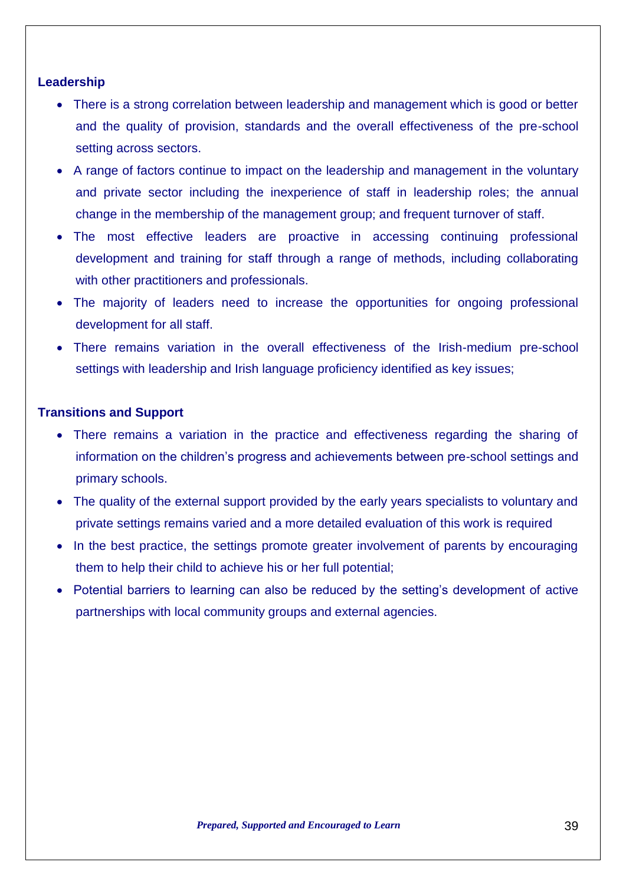**Leadership**

- There is a strong correlation between leadership and management which is good or better and the quality of provision, standards and the overall effectiveness of the pre-school setting across sectors.
- A range of factors continue to impact on the leadership and management in the voluntary and private sector including the inexperience of staff in leadership roles; the annual change in the membership of the management group; and frequent turnover of staff.
- The most effective leaders are proactive in accessing continuing professional development and training for staff through a range of methods, including collaborating with other practitioners and professionals.
- The majority of leaders need to increase the opportunities for ongoing professional development for all staff.
- There remains variation in the overall effectiveness of the Irish-medium pre-school settings with leadership and Irish language proficiency identified as key issues;

**Transitions and Support**

- There remains a variation in the practice and effectiveness regarding the sharing of information on the children's progress and achievements between pre-school settings and primary schools.
- The quality of the external support provided by the early years specialists to voluntary and private settings remains varied and a more detailed evaluation of this work is required
- In the best practice, the settings promote greater involvement of parents by encouraging them to help their child to achieve his or her full potential;
- Potential barriers to learning can also be reduced by the setting's development of active partnerships with local community groups and external agencies.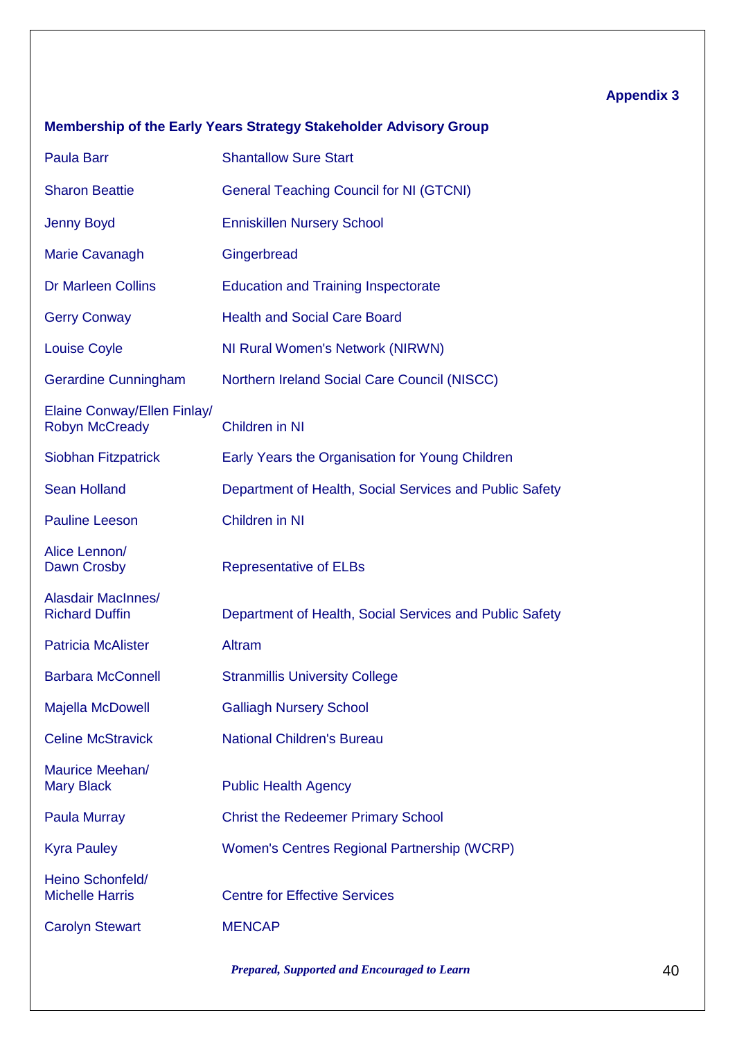**Appendix 3**

## Membership of the Early Years Strategy Stakeholder Advisory Group

| | |
|---|---|
| Paula Barr | Shantallow Sure Start |
| Sharon Beattie | General Teaching Council for NI (GTCNI) |
| Jenny Boyd | Enniskillen Nursery School |
| Marie Cavanagh | Gingerbread |
| Dr Marleen Collins | Education and Training Inspectorate |
| Gerry Conway | Health and Social Care Board |
| Louise Coyle | NI Rural Women's Network (NIRWN) |
| Gerardine Cunningham | Northern Ireland Social Care Council (NISCC) |
| Elaine Conway/Ellen Finlay/ Robyn McCready | Children in NI |
| Siobhan Fitzpatrick | Early Years the Organisation for Young Children |
| Sean Holland | Department of Health, Social Services and Public Safety |
| Pauline Leeson | Children in NI |
| Alice Lennon/ Dawn Crosby | Representative of ELBs |
| Alasdair MacInnes/ Richard Duffin | Department of Health, Social Services and Public Safety |
| Patricia McAlister | Altram |
| Barbara McConnell | Stranmillis University College |
| Majella McDowell | Galliagh Nursery School |
| Celine McStravick | National Children's Bureau |
| Maurice Meehan/ Mary Black | Public Health Agency |
| Paula Murray | Christ the Redeemer Primary School |
| Kyra Pauley | Women's Centres Regional Partnership (WCRP) |
| Heino Schonfeld/ Michelle Harris | Centre for Effective Services |
| Carolyn Stewart | MENCAP |